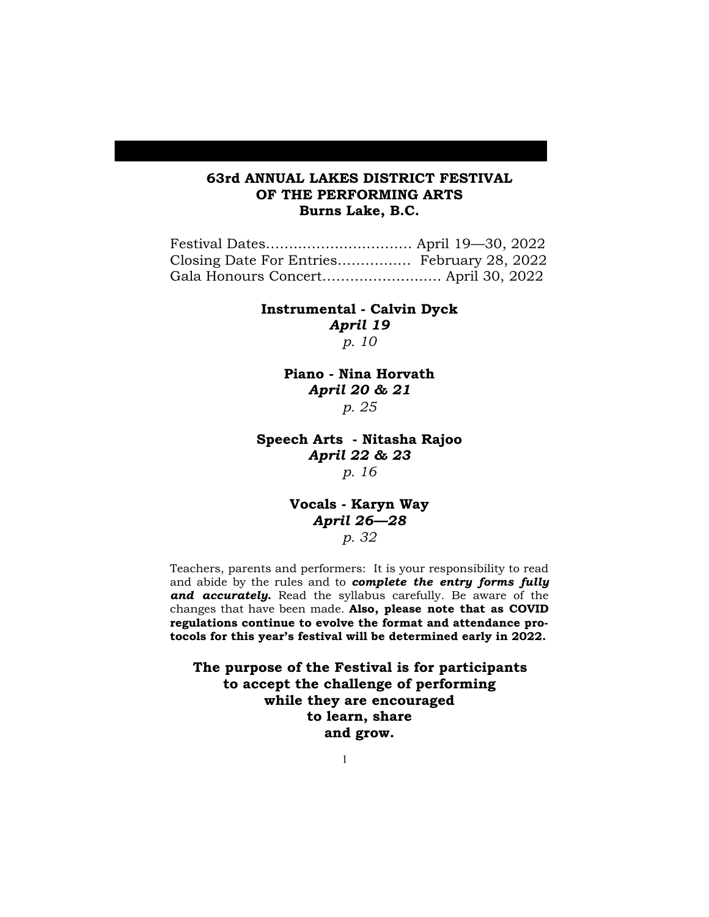# 63rd ANNUAL LAKES DISTRICT FESTIVAL OF THE PERFORMING ARTS
## Burns Lake, B.C.

Festival Dates................................ April 19—30, 2022
Closing Date For Entries................ February 28, 2022
Gala Honours Concert.......................... April 30, 2022

**Instrumental - Calvin Dyck**
***April 19***
*p. 10*

**Piano - Nina Horvath**
***April 20 & 21***
*p. 25*

**Speech Arts - Nitasha Rajoo**
***April 22 & 23***
*p. 16*

**Vocals - Karyn Way**
***April 26—28***
*p. 32*

Teachers, parents and performers: It is your responsibility to read and abide by the rules and to ***complete the entry forms fully and accurately.*** Read the syllabus carefully. Be aware of the changes that have been made. **Also, please note that as COVID regulations continue to evolve the format and attendance protocols for this year's festival will be determined early in 2022.**

**The purpose of the Festival is for participants to accept the challenge of performing while they are encouraged to learn, share and grow.**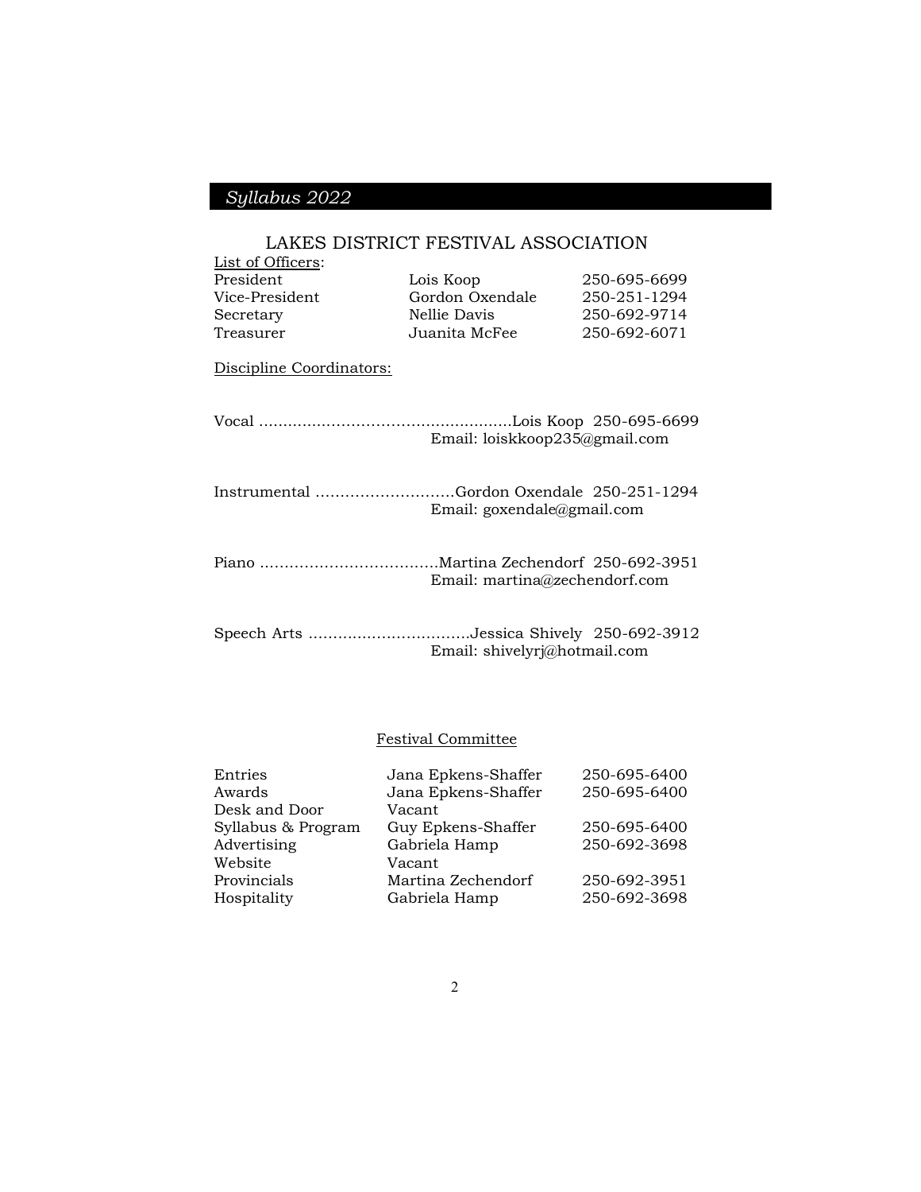# LAKES DISTRICT FESTIVAL ASSOCIATION

List of Officers:

| | | |
|---|---|---|
| President | Lois Koop | 250-695-6699 |
| Vice-President | Gordon Oxendale | 250-251-1294 |
| Secretary | Nellie Davis | 250-692-9714 |
| Treasurer | Juanita McFee | 250-692-6071 |

Discipline Coordinators:

Vocal ....................................................Lois Koop 250-695-6699
Email: loiskkoop235@gmail.com

Instrumental ............................Gordon Oxendale 250-251-1294
Email: goxendale@gmail.com

Piano ...................................Martina Zechendorf 250-692-3951
Email: martina@zechendorf.com

Speech Arts ................................Jessica Shively 250-692-3912
Email: shivelyrj@hotmail.com

## Festival Committee

| | | |
|---|---|---|
| Entries | Jana Epkens-Shaffer | 250-695-6400 |
| Awards | Jana Epkens-Shaffer | 250-695-6400 |
| Desk and Door | Vacant | |
| Syllabus & Program | Guy Epkens-Shaffer | 250-695-6400 |
| Advertising | Gabriela Hamp | 250-692-3698 |
| Website | Vacant | |
| Provincials | Martina Zechendorf | 250-692-3951 |
| Hospitality | Gabriela Hamp | 250-692-3698 |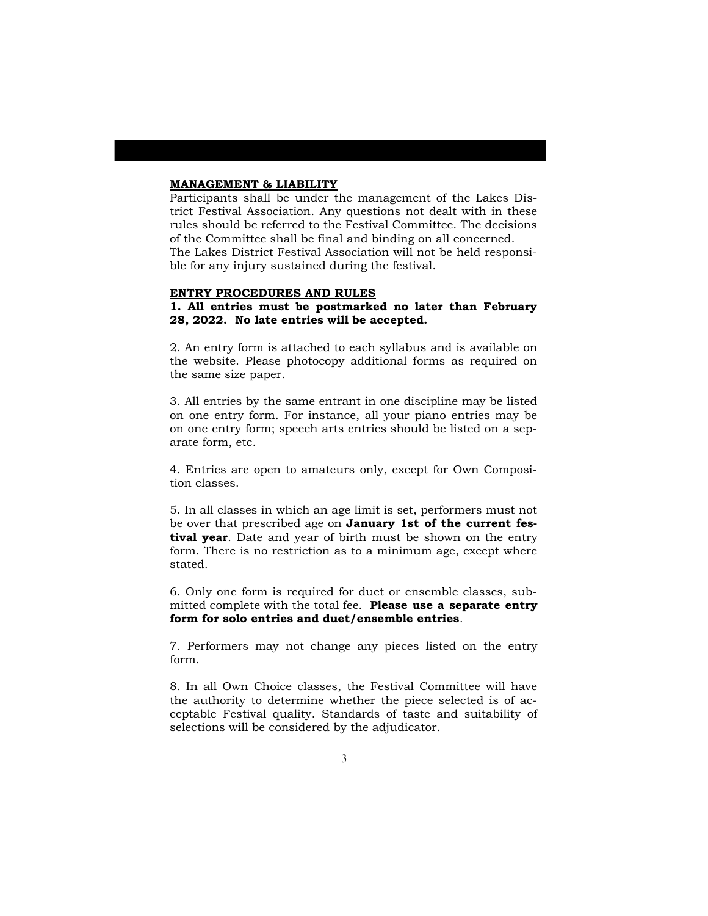**MANAGEMENT & LIABILITY**

Participants shall be under the management of the Lakes District Festival Association. Any questions not dealt with in these rules should be referred to the Festival Committee. The decisions of the Committee shall be final and binding on all concerned.
The Lakes District Festival Association will not be held responsible for any injury sustained during the festival.

**ENTRY PROCEDURES AND RULES**

**1. All entries must be postmarked no later than February 28, 2022. No late entries will be accepted.**

2. An entry form is attached to each syllabus and is available on the website. Please photocopy additional forms as required on the same size paper.

3. All entries by the same entrant in one discipline may be listed on one entry form. For instance, all your piano entries may be on one entry form; speech arts entries should be listed on a separate form, etc.

4. Entries are open to amateurs only, except for Own Composition classes.

5. In all classes in which an age limit is set, performers must not be over that prescribed age on **January 1st of the current festival year**. Date and year of birth must be shown on the entry form. There is no restriction as to a minimum age, except where stated.

6. Only one form is required for duet or ensemble classes, submitted complete with the total fee. **Please use a separate entry form for solo entries and duet/ensemble entries**.

7. Performers may not change any pieces listed on the entry form.

8. In all Own Choice classes, the Festival Committee will have the authority to determine whether the piece selected is of acceptable Festival quality. Standards of taste and suitability of selections will be considered by the adjudicator.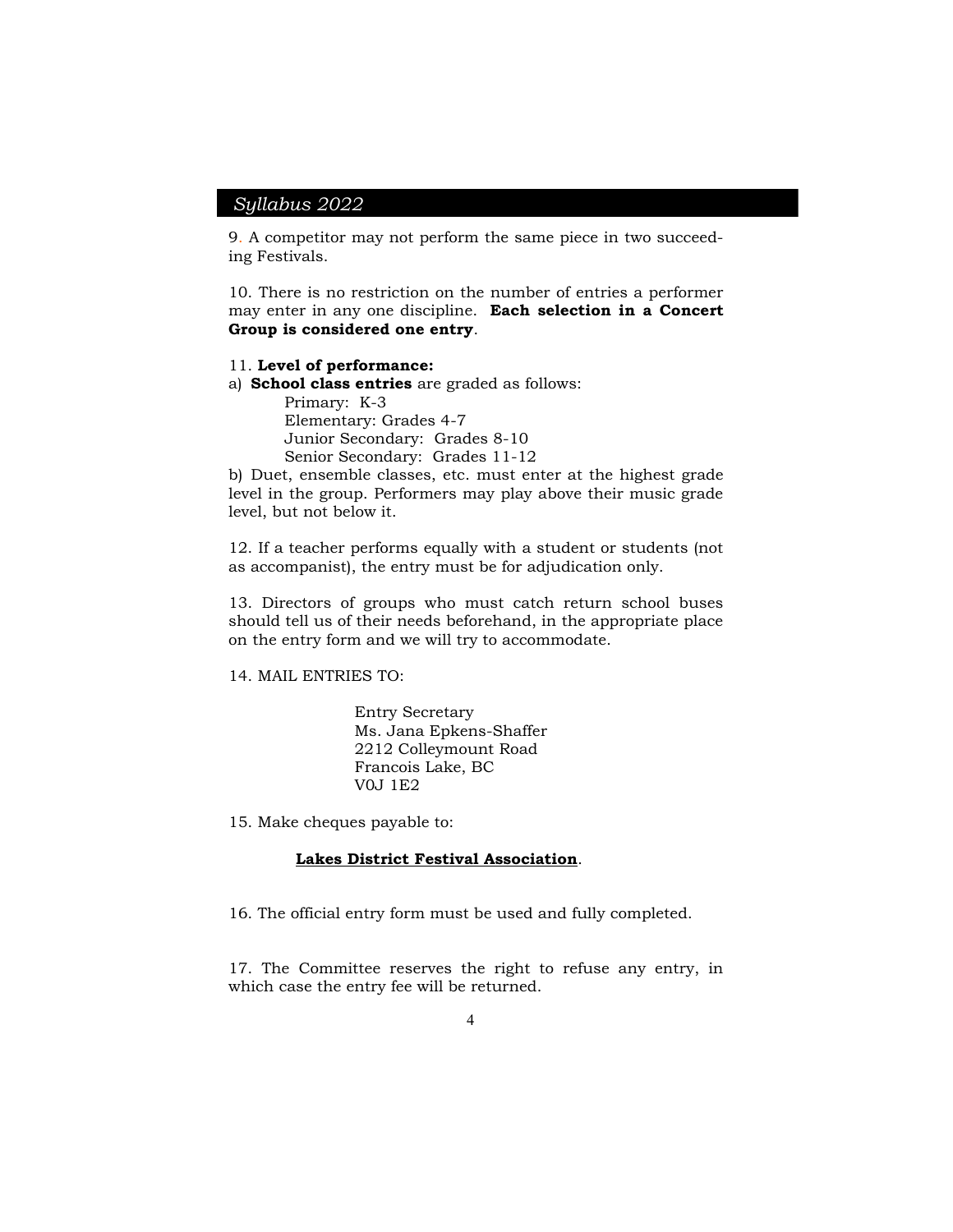9. A competitor may not perform the same piece in two succeeding Festivals.

10. There is no restriction on the number of entries a performer may enter in any one discipline. **Each selection in a Concert Group is considered one entry**.

11. **Level of performance:**

a) **School class entries** are graded as follows:

Primary: K-3
Elementary: Grades 4-7
Junior Secondary: Grades 8-10
Senior Secondary: Grades 11-12

b) Duet, ensemble classes, etc. must enter at the highest grade level in the group. Performers may play above their music grade level, but not below it.

12. If a teacher performs equally with a student or students (not as accompanist), the entry must be for adjudication only.

13. Directors of groups who must catch return school buses should tell us of their needs beforehand, in the appropriate place on the entry form and we will try to accommodate.

14. MAIL ENTRIES TO:

Entry Secretary
Ms. Jana Epkens-Shaffer
2212 Colleymount Road
Francois Lake, BC
V0J 1E2

15. Make cheques payable to:

**Lakes District Festival Association**.

16. The official entry form must be used and fully completed.

17. The Committee reserves the right to refuse any entry, in which case the entry fee will be returned.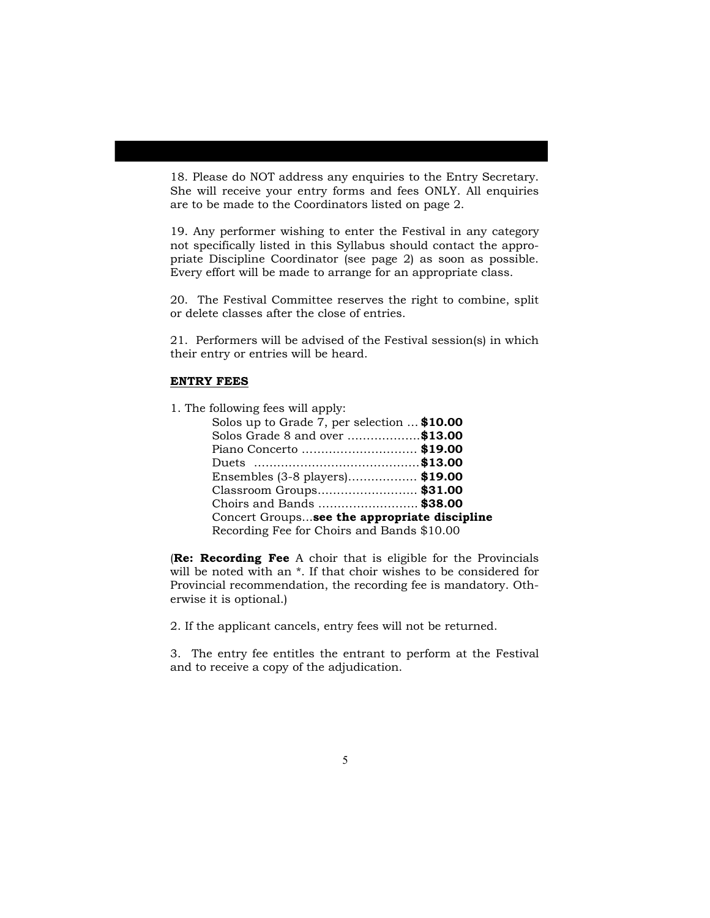18. Please do NOT address any enquiries to the Entry Secretary. She will receive your entry forms and fees ONLY. All enquiries are to be made to the Coordinators listed on page 2.

19. Any performer wishing to enter the Festival in any category not specifically listed in this Syllabus should contact the appropriate Discipline Coordinator (see page 2) as soon as possible. Every effort will be made to arrange for an appropriate class.

20. The Festival Committee reserves the right to combine, split or delete classes after the close of entries.

21. Performers will be advised of the Festival session(s) in which their entry or entries will be heard.

**ENTRY FEES**

1. The following fees will apply:

Solos up to Grade 7, per selection … **$10.00**
Solos Grade 8 and over ……………….**$13.00**
Piano Concerto ………………………… **$19.00**
Duets ………………………………………**$13.00**
Ensembles (3-8 players)……………… **$19.00**
Classroom Groups……………………… **$31.00**
Choirs and Bands ……………………… **$38.00**
Concert Groups…**see the appropriate discipline**
Recording Fee for Choirs and Bands $10.00

(**Re: Recording Fee** A choir that is eligible for the Provincials will be noted with an *. If that choir wishes to be considered for Provincial recommendation, the recording fee is mandatory. Otherwise it is optional.)

2. If the applicant cancels, entry fees will not be returned.

3. The entry fee entitles the entrant to perform at the Festival and to receive a copy of the adjudication.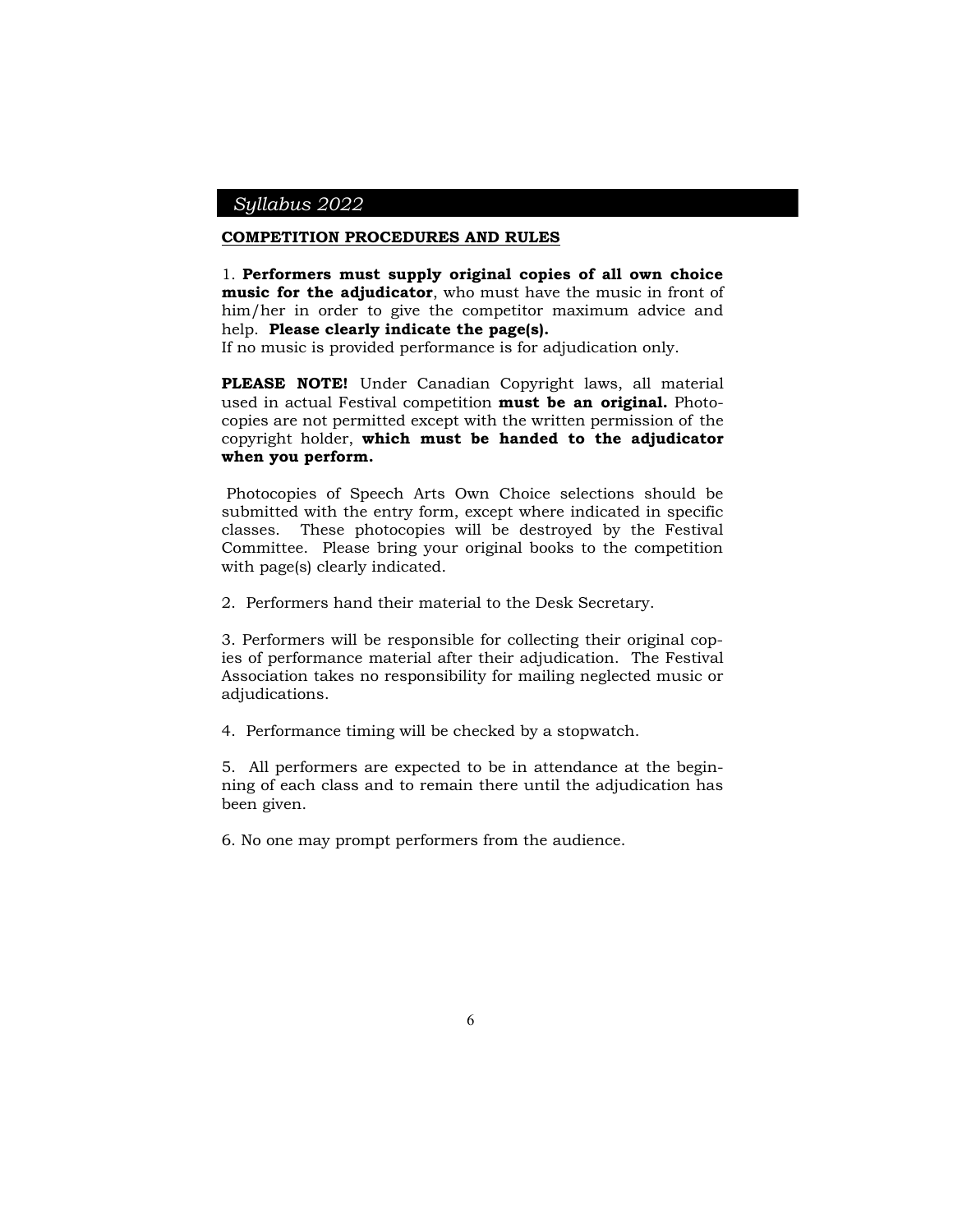## COMPETITION PROCEDURES AND RULES

1. **Performers must supply original copies of all own choice music for the adjudicator**, who must have the music in front of him/her in order to give the competitor maximum advice and help. **Please clearly indicate the page(s).**
If no music is provided performance is for adjudication only.

**PLEASE NOTE!** Under Canadian Copyright laws, all material used in actual Festival competition **must be an original.** Photocopies are not permitted except with the written permission of the copyright holder, **which must be handed to the adjudicator when you perform.**

Photocopies of Speech Arts Own Choice selections should be submitted with the entry form, except where indicated in specific classes. These photocopies will be destroyed by the Festival Committee. Please bring your original books to the competition with page(s) clearly indicated.

2. Performers hand their material to the Desk Secretary.

3. Performers will be responsible for collecting their original copies of performance material after their adjudication. The Festival Association takes no responsibility for mailing neglected music or adjudications.

4. Performance timing will be checked by a stopwatch.

5. All performers are expected to be in attendance at the beginning of each class and to remain there until the adjudication has been given.

6. No one may prompt performers from the audience.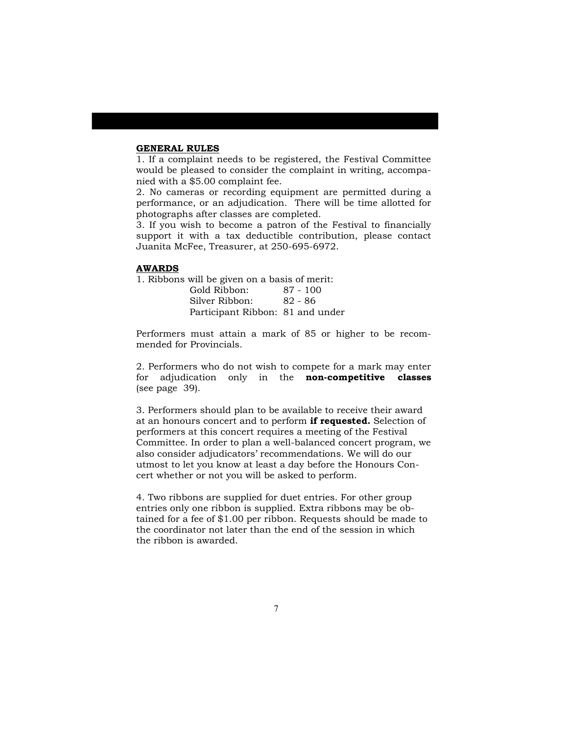## GENERAL RULES

1. If a complaint needs to be registered, the Festival Committee would be pleased to consider the complaint in writing, accompanied with a $5.00 complaint fee.
2. No cameras or recording equipment are permitted during a performance, or an adjudication. There will be time allotted for photographs after classes are completed.
3. If you wish to become a patron of the Festival to financially support it with a tax deductible contribution, please contact Juanita McFee, Treasurer, at 250-695-6972.

## AWARDS

1. Ribbons will be given on a basis of merit:

| | |
|---|---|
| Gold Ribbon: | 87 - 100 |
| Silver Ribbon: | 82 - 86 |
| Participant Ribbon: | 81 and under |

Performers must attain a mark of 85 or higher to be recommended for Provincials.

2. Performers who do not wish to compete for a mark may enter for adjudication only in the **non-competitive classes** (see page 39).

3. Performers should plan to be available to receive their award at an honours concert and to perform **if requested.** Selection of performers at this concert requires a meeting of the Festival Committee. In order to plan a well-balanced concert program, we also consider adjudicators' recommendations. We will do our utmost to let you know at least a day before the Honours Concert whether or not you will be asked to perform.

4. Two ribbons are supplied for duet entries. For other group entries only one ribbon is supplied. Extra ribbons may be obtained for a fee of $1.00 per ribbon. Requests should be made to the coordinator not later than the end of the session in which the ribbon is awarded.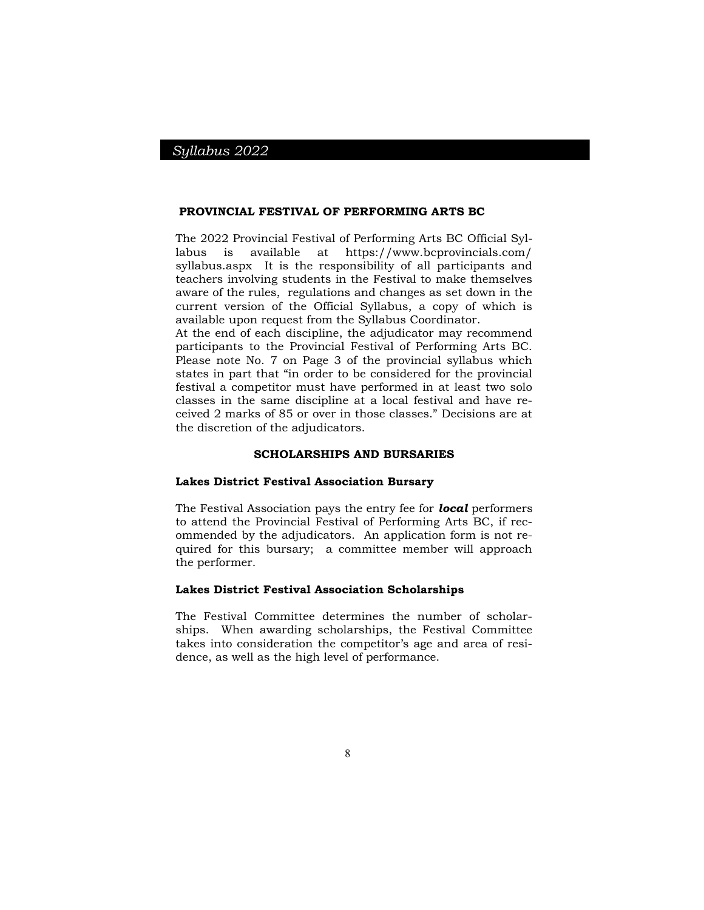## PROVINCIAL FESTIVAL OF PERFORMING ARTS BC

The 2022 Provincial Festival of Performing Arts BC Official Syllabus is available at https://www.bcprovincials.com/syllabus.aspx It is the responsibility of all participants and teachers involving students in the Festival to make themselves aware of the rules, regulations and changes as set down in the current version of the Official Syllabus, a copy of which is available upon request from the Syllabus Coordinator.

At the end of each discipline, the adjudicator may recommend participants to the Provincial Festival of Performing Arts BC. Please note No. 7 on Page 3 of the provincial syllabus which states in part that "in order to be considered for the provincial festival a competitor must have performed in at least two solo classes in the same discipline at a local festival and have received 2 marks of 85 or over in those classes." Decisions are at the discretion of the adjudicators.

## SCHOLARSHIPS AND BURSARIES

### Lakes District Festival Association Bursary

The Festival Association pays the entry fee for ***local*** performers to attend the Provincial Festival of Performing Arts BC, if recommended by the adjudicators. An application form is not required for this bursary; a committee member will approach the performer.

### Lakes District Festival Association Scholarships

The Festival Committee determines the number of scholarships. When awarding scholarships, the Festival Committee takes into consideration the competitor's age and area of residence, as well as the high level of performance.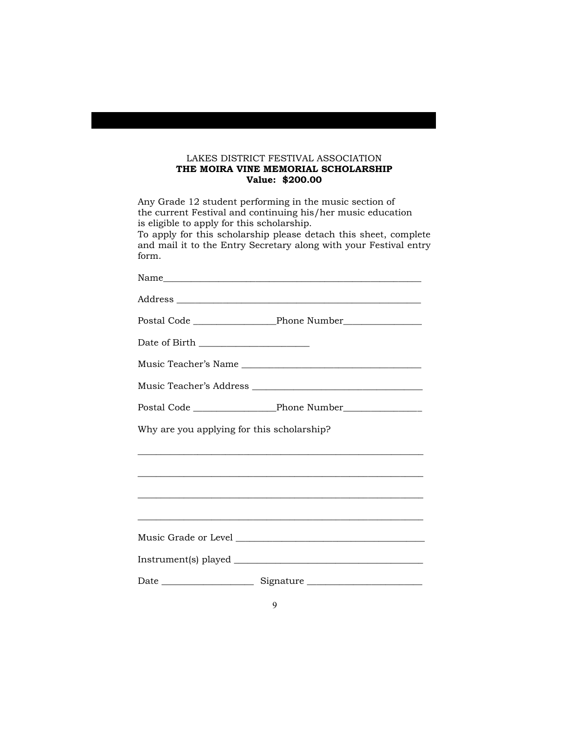LAKES DISTRICT FESTIVAL ASSOCIATION

**THE MOIRA VINE MEMORIAL SCHOLARSHIP**

**Value: $200.00**

Any Grade 12 student performing in the music section of the current Festival and continuing his/her music education is eligible to apply for this scholarship.
To apply for this scholarship please detach this sheet, complete and mail it to the Entry Secretary along with your Festival entry form.

Name_______________________________________________________

Address ____________________________________________________

Postal Code _________________Phone Number________________

Date of Birth _______________________

Music Teacher's Name ______________________________________

Music Teacher's Address ____________________________________

Postal Code _________________Phone Number________________

Why are you applying for this scholarship?

____________________________________________________________

____________________________________________________________

____________________________________________________________

____________________________________________________________

Music Grade or Level ________________________________________

Instrument(s) played ________________________________________

Date ___________________ Signature ________________________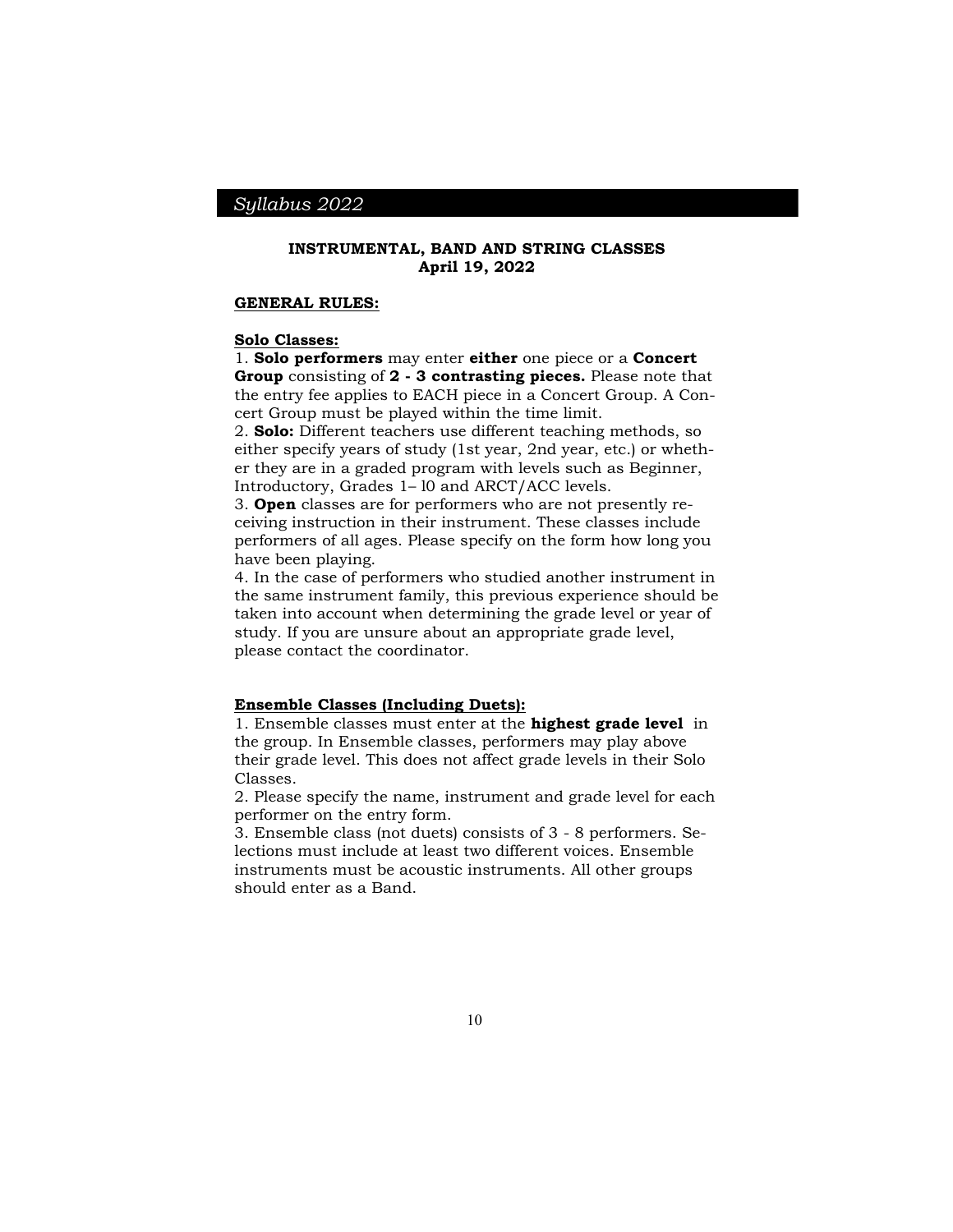## INSTRUMENTAL, BAND AND STRING CLASSES
**April 19, 2022**

### GENERAL RULES:

**Solo Classes:**

1. **Solo performers** may enter **either** one piece or a **Concert Group** consisting of **2 - 3 contrasting pieces.** Please note that the entry fee applies to EACH piece in a Concert Group. A Concert Group must be played within the time limit.
2. **Solo:** Different teachers use different teaching methods, so either specify years of study (1st year, 2nd year, etc.) or whether they are in a graded program with levels such as Beginner, Introductory, Grades 1– l0 and ARCT/ACC levels.
3. **Open** classes are for performers who are not presently receiving instruction in their instrument. These classes include performers of all ages. Please specify on the form how long you have been playing.
4. In the case of performers who studied another instrument in the same instrument family, this previous experience should be taken into account when determining the grade level or year of study. If you are unsure about an appropriate grade level, please contact the coordinator.

**Ensemble Classes (Including Duets):**

1. Ensemble classes must enter at the **highest grade level** in the group. In Ensemble classes, performers may play above their grade level. This does not affect grade levels in their Solo Classes.
2. Please specify the name, instrument and grade level for each performer on the entry form.
3. Ensemble class (not duets) consists of 3 - 8 performers. Selections must include at least two different voices. Ensemble instruments must be acoustic instruments. All other groups should enter as a Band.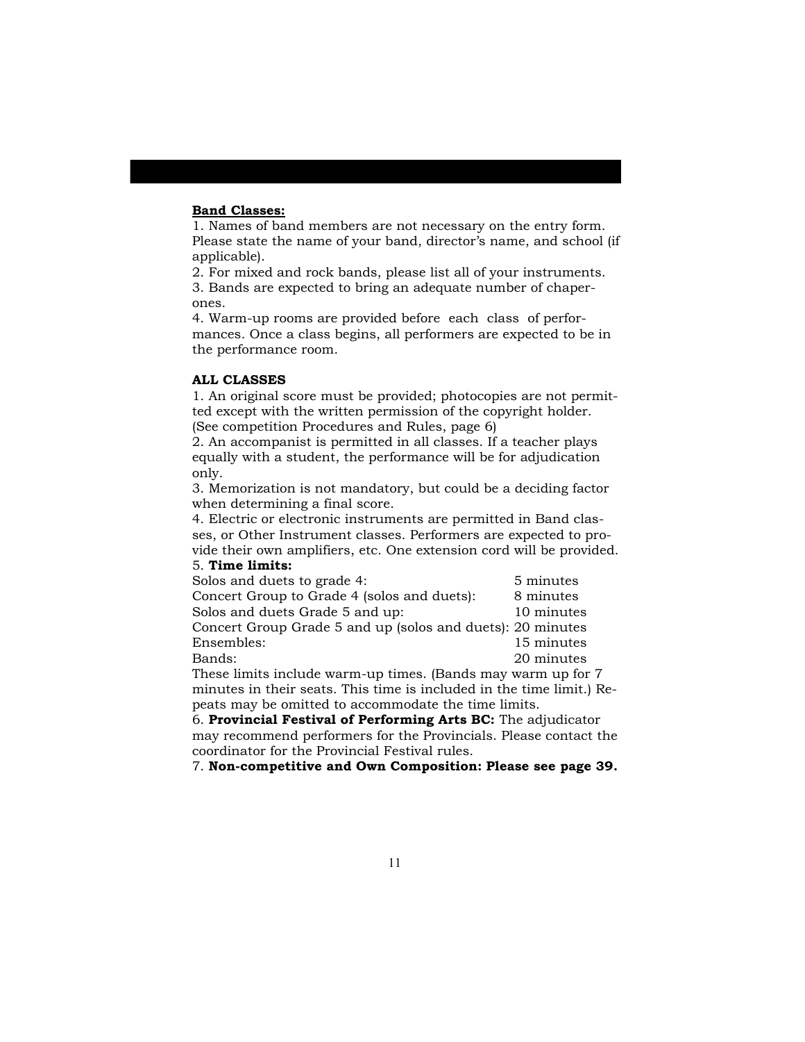**Band Classes:**

1. Names of band members are not necessary on the entry form. Please state the name of your band, director's name, and school (if applicable).
2. For mixed and rock bands, please list all of your instruments.
3. Bands are expected to bring an adequate number of chaperones.
4. Warm-up rooms are provided before each class of performances. Once a class begins, all performers are expected to be in the performance room.

**ALL CLASSES**

1. An original score must be provided; photocopies are not permitted except with the written permission of the copyright holder. (See competition Procedures and Rules, page 6)
2. An accompanist is permitted in all classes. If a teacher plays equally with a student, the performance will be for adjudication only.
3. Memorization is not mandatory, but could be a deciding factor when determining a final score.
4. Electric or electronic instruments are permitted in Band classes, or Other Instrument classes. Performers are expected to provide their own amplifiers, etc. One extension cord will be provided.
5. **Time limits:**

| | |
|---|---|
| Solos and duets to grade 4: | 5 minutes |
| Concert Group to Grade 4 (solos and duets): | 8 minutes |
| Solos and duets Grade 5 and up: | 10 minutes |
| Concert Group Grade 5 and up (solos and duets): | 20 minutes |
| Ensembles: | 15 minutes |
| Bands: | 20 minutes |

These limits include warm-up times. (Bands may warm up for 7 minutes in their seats. This time is included in the time limit.) Repeats may be omitted to accommodate the time limits.

6. **Provincial Festival of Performing Arts BC:** The adjudicator may recommend performers for the Provincials. Please contact the coordinator for the Provincial Festival rules.
7. **Non-competitive and Own Composition: Please see page 39.**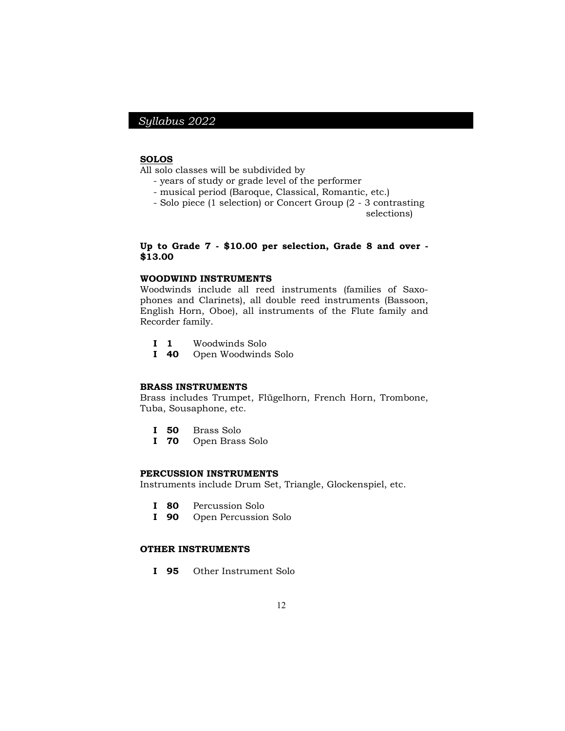## SOLOS

All solo classes will be subdivided by

- years of study or grade level of the performer
- musical period (Baroque, Classical, Romantic, etc.)
- Solo piece (1 selection) or Concert Group (2 - 3 contrasting selections)

**Up to Grade 7 - $10.00 per selection, Grade 8 and over - $13.00**

### WOODWIND INSTRUMENTS

Woodwinds include all reed instruments (families of Saxophones and Clarinets), all double reed instruments (Bassoon, English Horn, Oboe), all instruments of the Flute family and Recorder family.

**I 1** Woodwinds Solo
**I 40** Open Woodwinds Solo

### BRASS INSTRUMENTS

Brass includes Trumpet, Flügelhorn, French Horn, Trombone, Tuba, Sousaphone, etc.

**I 50** Brass Solo
**I 70** Open Brass Solo

### PERCUSSION INSTRUMENTS

Instruments include Drum Set, Triangle, Glockenspiel, etc.

**I 80** Percussion Solo
**I 90** Open Percussion Solo

### OTHER INSTRUMENTS

**I 95** Other Instrument Solo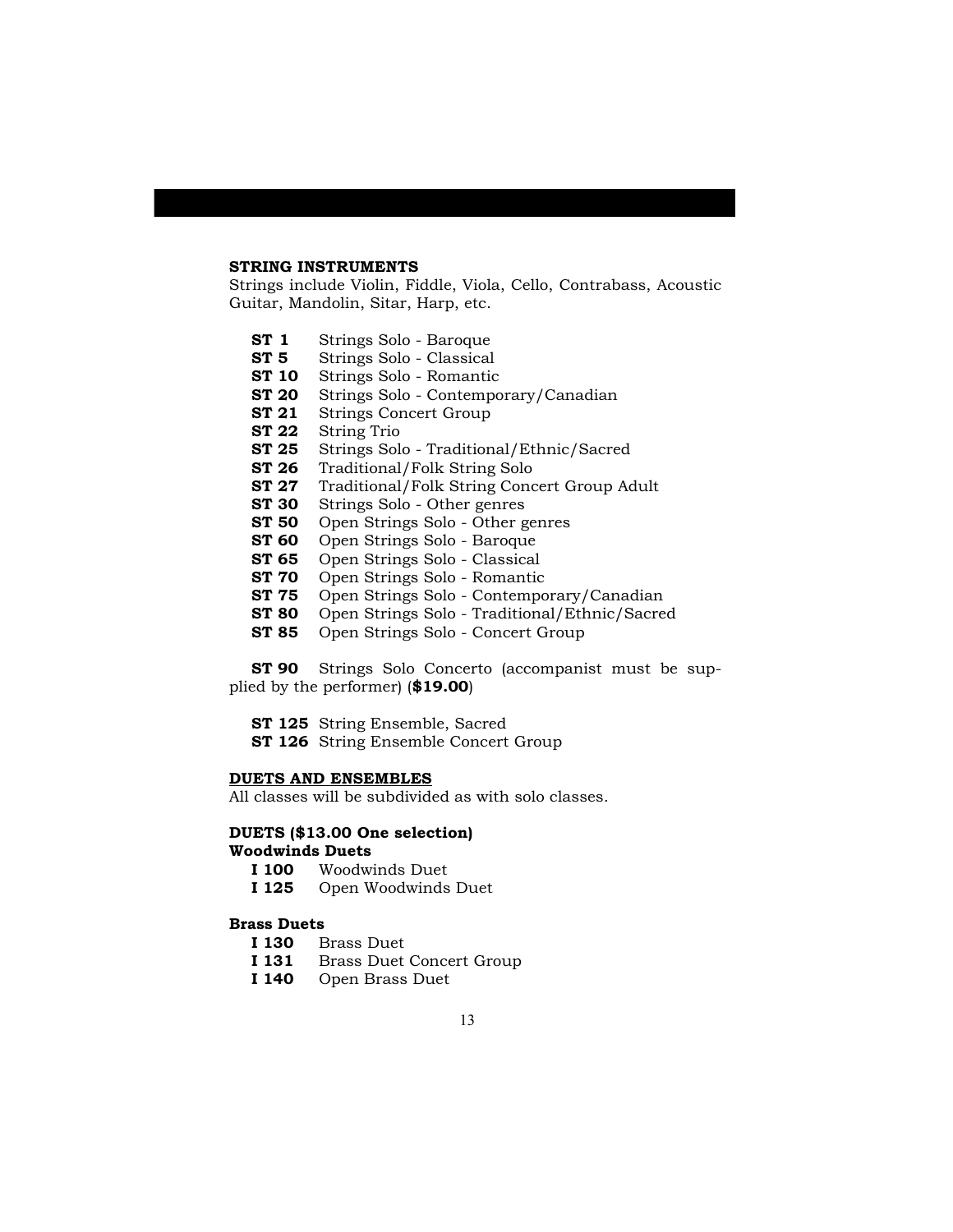**STRING INSTRUMENTS**

Strings include Violin, Fiddle, Viola, Cello, Contrabass, Acoustic Guitar, Mandolin, Sitar, Harp, etc.

- **ST 1** Strings Solo - Baroque
- **ST 5** Strings Solo - Classical
- **ST 10** Strings Solo - Romantic
- **ST 20** Strings Solo - Contemporary/Canadian
- **ST 21** Strings Concert Group
- **ST 22** String Trio
- **ST 25** Strings Solo - Traditional/Ethnic/Sacred
- **ST 26** Traditional/Folk String Solo
- **ST 27** Traditional/Folk String Concert Group Adult
- **ST 30** Strings Solo - Other genres
- **ST 50** Open Strings Solo - Other genres
- **ST 60** Open Strings Solo - Baroque
- **ST 65** Open Strings Solo - Classical
- **ST 70** Open Strings Solo - Romantic
- **ST 75** Open Strings Solo - Contemporary/Canadian
- **ST 80** Open Strings Solo - Traditional/Ethnic/Sacred
- **ST 85** Open Strings Solo - Concert Group

**ST 90** Strings Solo Concerto (accompanist must be supplied by the performer) (**$19.00**)

- **ST 125** String Ensemble, Sacred
- **ST 126** String Ensemble Concert Group

**DUETS AND ENSEMBLES**

All classes will be subdivided as with solo classes.

**DUETS ($13.00 One selection)**

**Woodwinds Duets**

- **I 100** Woodwinds Duet
- **I 125** Open Woodwinds Duet

**Brass Duets**

- **I 130** Brass Duet
- **I 131** Brass Duet Concert Group
- **I 140** Open Brass Duet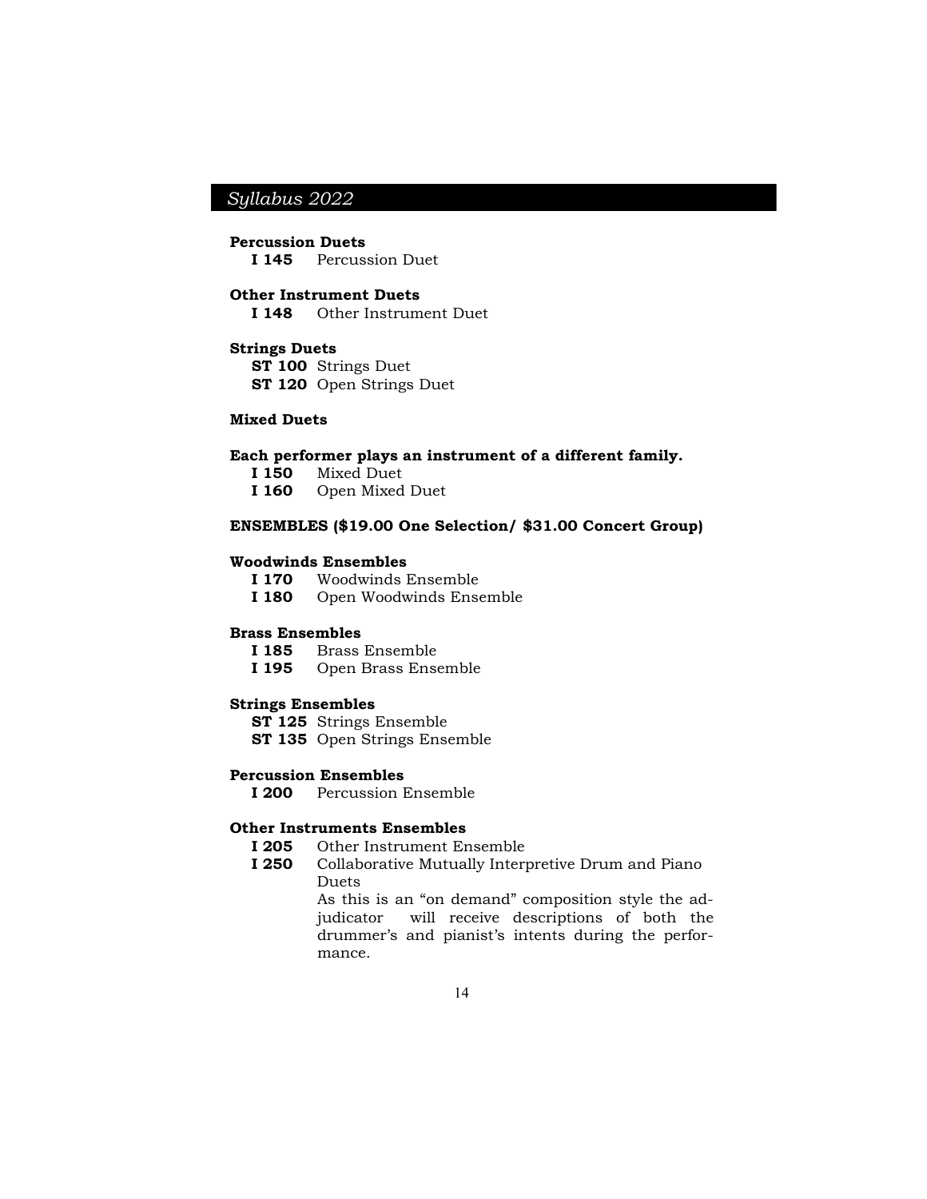**Percussion Duets**

- **I 145** Percussion Duet

**Other Instrument Duets**

- **I 148** Other Instrument Duet

**Strings Duets**

- **ST 100** Strings Duet
- **ST 120** Open Strings Duet

**Mixed Duets**

**Each performer plays an instrument of a different family.**

- **I 150** Mixed Duet
- **I 160** Open Mixed Duet

**ENSEMBLES ($19.00 One Selection/ $31.00 Concert Group)**

**Woodwinds Ensembles**

- **I 170** Woodwinds Ensemble
- **I 180** Open Woodwinds Ensemble

**Brass Ensembles**

- **I 185** Brass Ensemble
- **I 195** Open Brass Ensemble

**Strings Ensembles**

- **ST 125** Strings Ensemble
- **ST 135** Open Strings Ensemble

**Percussion Ensembles**

- **I 200** Percussion Ensemble

**Other Instruments Ensembles**

- **I 205** Other Instrument Ensemble
- **I 250** Collaborative Mutually Interpretive Drum and Piano Duets
  As this is an "on demand" composition style the adjudicator will receive descriptions of both the drummer's and pianist's intents during the performance.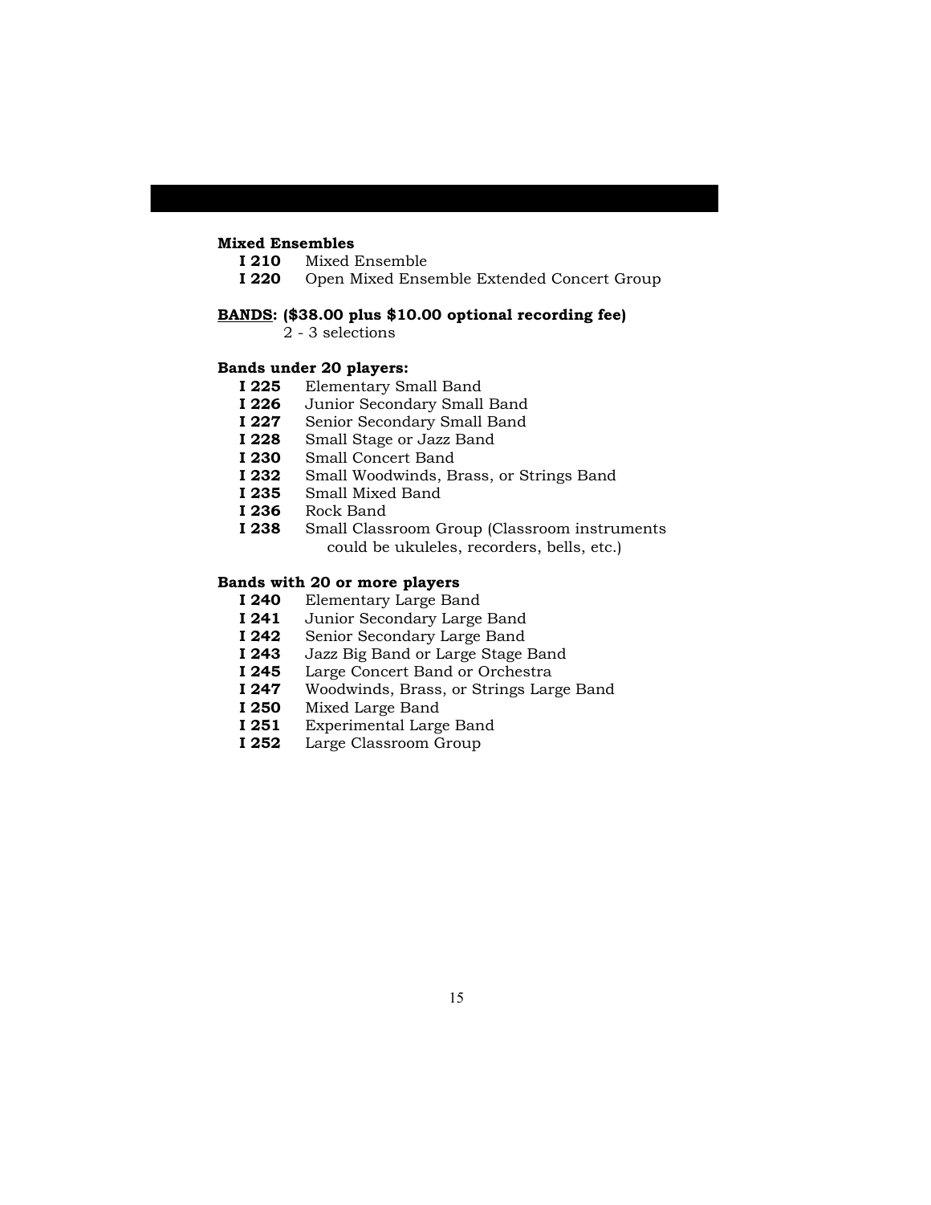**Mixed Ensembles**

- **I 210** Mixed Ensemble
- **I 220** Open Mixed Ensemble Extended Concert Group

**<u>BANDS</u>: ($38.00 plus $10.00 optional recording fee)**

2 - 3 selections

**Bands under 20 players:**

- **I 225** Elementary Small Band
- **I 226** Junior Secondary Small Band
- **I 227** Senior Secondary Small Band
- **I 228** Small Stage or Jazz Band
- **I 230** Small Concert Band
- **I 232** Small Woodwinds, Brass, or Strings Band
- **I 235** Small Mixed Band
- **I 236** Rock Band
- **I 238** Small Classroom Group (Classroom instruments could be ukuleles, recorders, bells, etc.)

**Bands with 20 or more players**

- **I 240** Elementary Large Band
- **I 241** Junior Secondary Large Band
- **I 242** Senior Secondary Large Band
- **I 243** Jazz Big Band or Large Stage Band
- **I 245** Large Concert Band or Orchestra
- **I 247** Woodwinds, Brass, or Strings Large Band
- **I 250** Mixed Large Band
- **I 251** Experimental Large Band
- **I 252** Large Classroom Group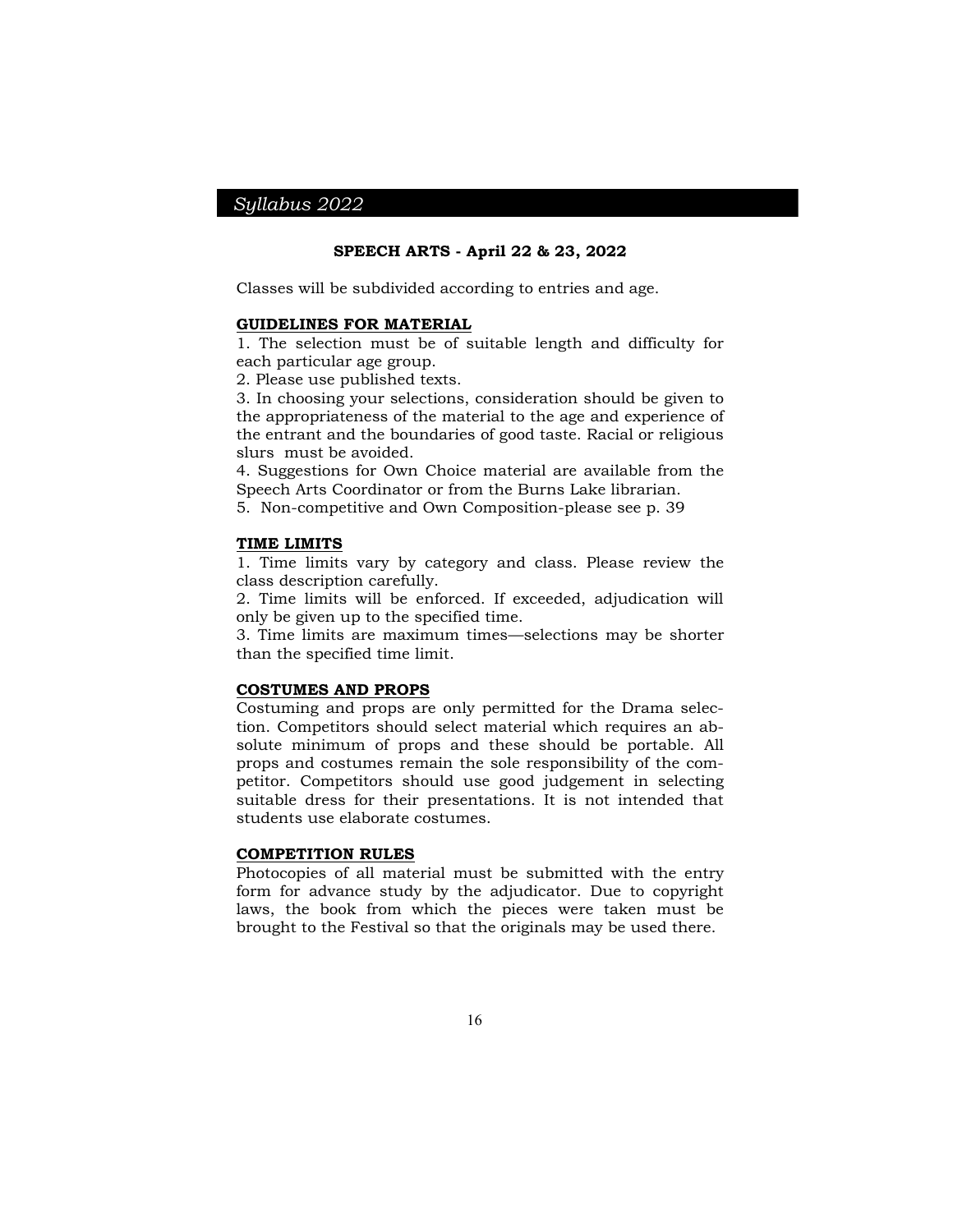## SPEECH ARTS - April 22 & 23, 2022

Classes will be subdivided according to entries and age.

### GUIDELINES FOR MATERIAL

1. The selection must be of suitable length and difficulty for each particular age group.
2. Please use published texts.
3. In choosing your selections, consideration should be given to the appropriateness of the material to the age and experience of the entrant and the boundaries of good taste. Racial or religious slurs must be avoided.
4. Suggestions for Own Choice material are available from the Speech Arts Coordinator or from the Burns Lake librarian.
5. Non-competitive and Own Composition-please see p. 39

### TIME LIMITS

1. Time limits vary by category and class. Please review the class description carefully.
2. Time limits will be enforced. If exceeded, adjudication will only be given up to the specified time.
3. Time limits are maximum times—selections may be shorter than the specified time limit.

### COSTUMES AND PROPS

Costuming and props are only permitted for the Drama selection. Competitors should select material which requires an absolute minimum of props and these should be portable. All props and costumes remain the sole responsibility of the competitor. Competitors should use good judgement in selecting suitable dress for their presentations. It is not intended that students use elaborate costumes.

### COMPETITION RULES

Photocopies of all material must be submitted with the entry form for advance study by the adjudicator. Due to copyright laws, the book from which the pieces were taken must be brought to the Festival so that the originals may be used there.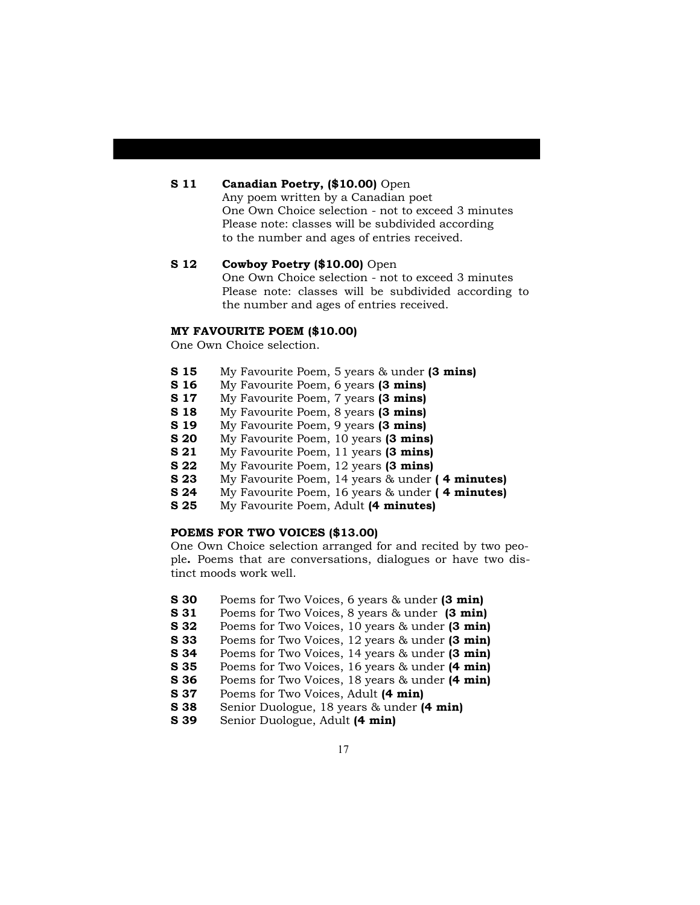**S 11** **Canadian Poetry, ($10.00)** Open
Any poem written by a Canadian poet
One Own Choice selection - not to exceed 3 minutes
Please note: classes will be subdivided according to the number and ages of entries received.

**S 12** **Cowboy Poetry ($10.00)** Open
One Own Choice selection - not to exceed 3 minutes
Please note: classes will be subdivided according to the number and ages of entries received.

### MY FAVOURITE POEM ($10.00)

One Own Choice selection.

- **S 15** My Favourite Poem, 5 years & under **(3 mins)**
- **S 16** My Favourite Poem, 6 years **(3 mins)**
- **S 17** My Favourite Poem, 7 years **(3 mins)**
- **S 18** My Favourite Poem, 8 years **(3 mins)**
- **S 19** My Favourite Poem, 9 years **(3 mins)**
- **S 20** My Favourite Poem, 10 years **(3 mins)**
- **S 21** My Favourite Poem, 11 years **(3 mins)**
- **S 22** My Favourite Poem, 12 years **(3 mins)**
- **S 23** My Favourite Poem, 14 years & under **( 4 minutes)**
- **S 24** My Favourite Poem, 16 years & under **( 4 minutes)**
- **S 25** My Favourite Poem, Adult **(4 minutes)**

### POEMS FOR TWO VOICES ($13.00)

One Own Choice selection arranged for and recited by two people**.** Poems that are conversations, dialogues or have two distinct moods work well.

- **S 30** Poems for Two Voices, 6 years & under **(3 min)**
- **S 31** Poems for Two Voices, 8 years & under **(3 min)**
- **S 32** Poems for Two Voices, 10 years & under **(3 min)**
- **S 33** Poems for Two Voices, 12 years & under **(3 min)**
- **S 34** Poems for Two Voices, 14 years & under **(3 min)**
- **S 35** Poems for Two Voices, 16 years & under **(4 min)**
- **S 36** Poems for Two Voices, 18 years & under **(4 min)**
- **S 37** Poems for Two Voices, Adult **(4 min)**
- **S 38** Senior Duologue, 18 years & under **(4 min)**
- **S 39** Senior Duologue, Adult **(4 min)**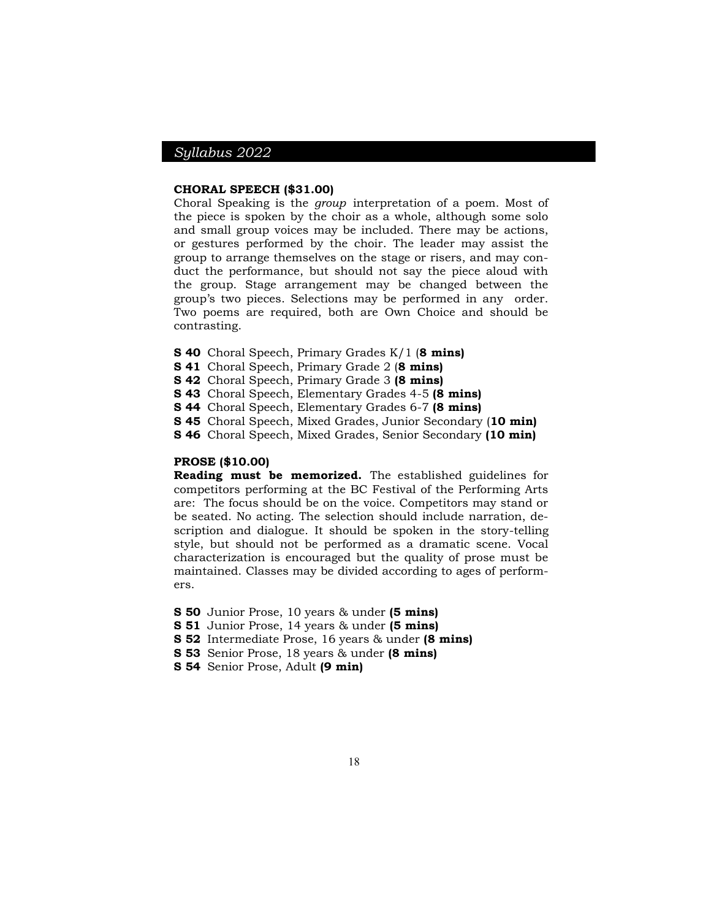**CHORAL SPEECH ($31.00)**
Choral Speaking is the *group* interpretation of a poem. Most of the piece is spoken by the choir as a whole, although some solo and small group voices may be included. There may be actions, or gestures performed by the choir. The leader may assist the group to arrange themselves on the stage or risers, and may conduct the performance, but should not say the piece aloud with the group. Stage arrangement may be changed between the group's two pieces. Selections may be performed in any order. Two poems are required, both are Own Choice and should be contrasting.

**S 40** Choral Speech, Primary Grades K/1 (**8 mins)**
**S 41** Choral Speech, Primary Grade 2 (**8 mins)**
**S 42** Choral Speech, Primary Grade 3 **(8 mins)**
**S 43** Choral Speech, Elementary Grades 4-5 **(8 mins)**
**S 44** Choral Speech, Elementary Grades 6-7 **(8 mins)**
**S 45** Choral Speech, Mixed Grades, Junior Secondary (**10 min)**
**S 46** Choral Speech, Mixed Grades, Senior Secondary **(10 min)**

**PROSE ($10.00)**
**Reading must be memorized.** The established guidelines for competitors performing at the BC Festival of the Performing Arts are: The focus should be on the voice. Competitors may stand or be seated. No acting. The selection should include narration, description and dialogue. It should be spoken in the story-telling style, but should not be performed as a dramatic scene. Vocal characterization is encouraged but the quality of prose must be maintained. Classes may be divided according to ages of performers.

**S 50** Junior Prose, 10 years & under **(5 mins)**
**S 51** Junior Prose, 14 years & under **(5 mins)**
**S 52** Intermediate Prose, 16 years & under **(8 mins)**
**S 53** Senior Prose, 18 years & under **(8 mins)**
**S 54** Senior Prose, Adult **(9 min)**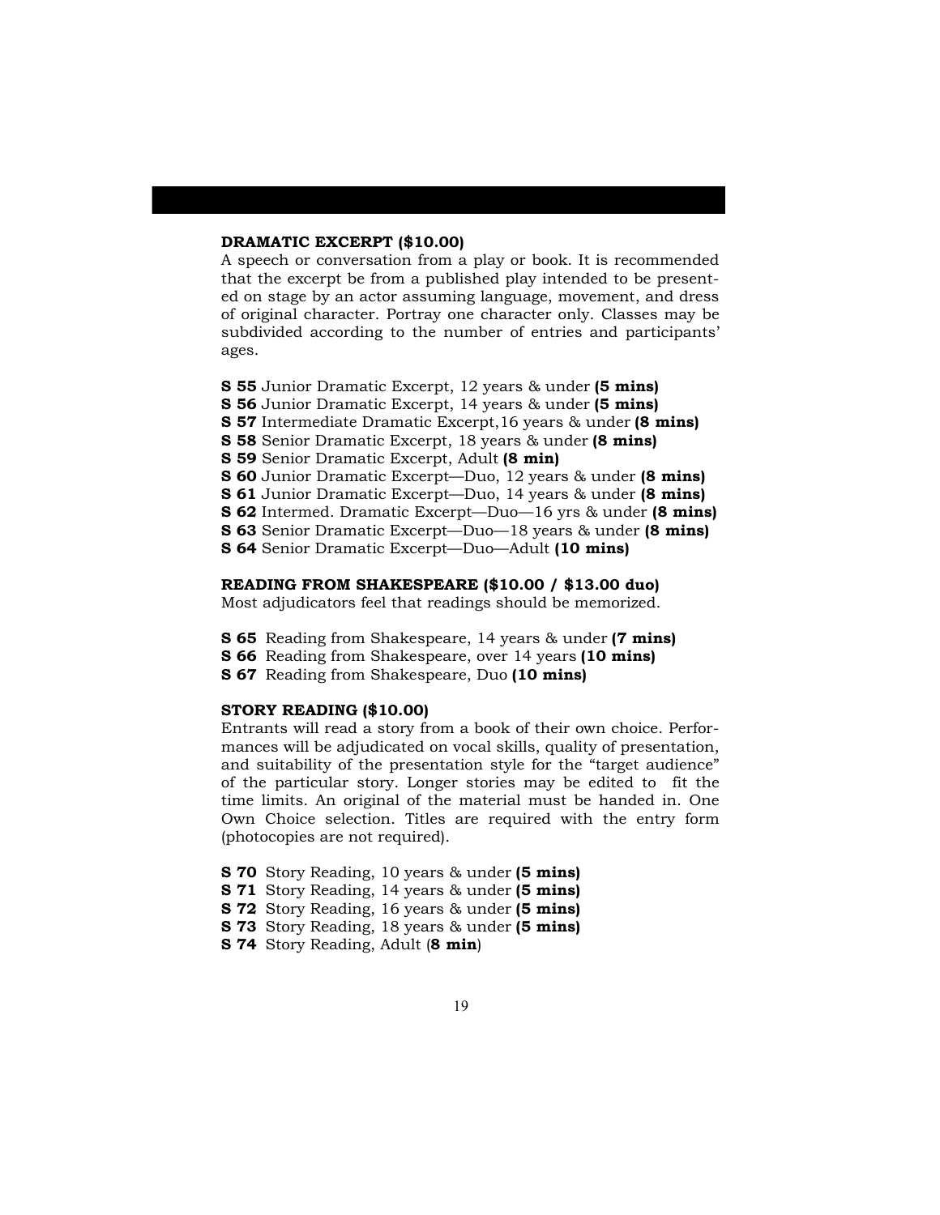**DRAMATIC EXCERPT ($10.00)**

A speech or conversation from a play or book. It is recommended that the excerpt be from a published play intended to be presented on stage by an actor assuming language, movement, and dress of original character. Portray one character only. Classes may be subdivided according to the number of entries and participants' ages.

**S 55** Junior Dramatic Excerpt, 12 years & under **(5 mins)**
**S 56** Junior Dramatic Excerpt, 14 years & under **(5 mins)**
**S 57** Intermediate Dramatic Excerpt,16 years & under **(8 mins)**
**S 58** Senior Dramatic Excerpt, 18 years & under **(8 mins)**
**S 59** Senior Dramatic Excerpt, Adult **(8 min)**
**S 60** Junior Dramatic Excerpt—Duo, 12 years & under **(8 mins)**
**S 61** Junior Dramatic Excerpt—Duo, 14 years & under **(8 mins)**
**S 62** Intermed. Dramatic Excerpt—Duo—16 yrs & under **(8 mins)**
**S 63** Senior Dramatic Excerpt—Duo—18 years & under **(8 mins)**
**S 64** Senior Dramatic Excerpt—Duo—Adult **(10 mins)**

**READING FROM SHAKESPEARE ($10.00 / $13.00 duo)**

Most adjudicators feel that readings should be memorized.

**S 65** Reading from Shakespeare, 14 years & under **(7 mins)**
**S 66** Reading from Shakespeare, over 14 years **(10 mins)**
**S 67** Reading from Shakespeare, Duo **(10 mins)**

**STORY READING ($10.00)**

Entrants will read a story from a book of their own choice. Performances will be adjudicated on vocal skills, quality of presentation, and suitability of the presentation style for the "target audience" of the particular story. Longer stories may be edited to fit the time limits. An original of the material must be handed in. One Own Choice selection. Titles are required with the entry form (photocopies are not required).

**S 70** Story Reading, 10 years & under **(5 mins)**
**S 71** Story Reading, 14 years & under **(5 mins)**
**S 72** Story Reading, 16 years & under **(5 mins)**
**S 73** Story Reading, 18 years & under **(5 mins)**
**S 74** Story Reading, Adult (**8 min**)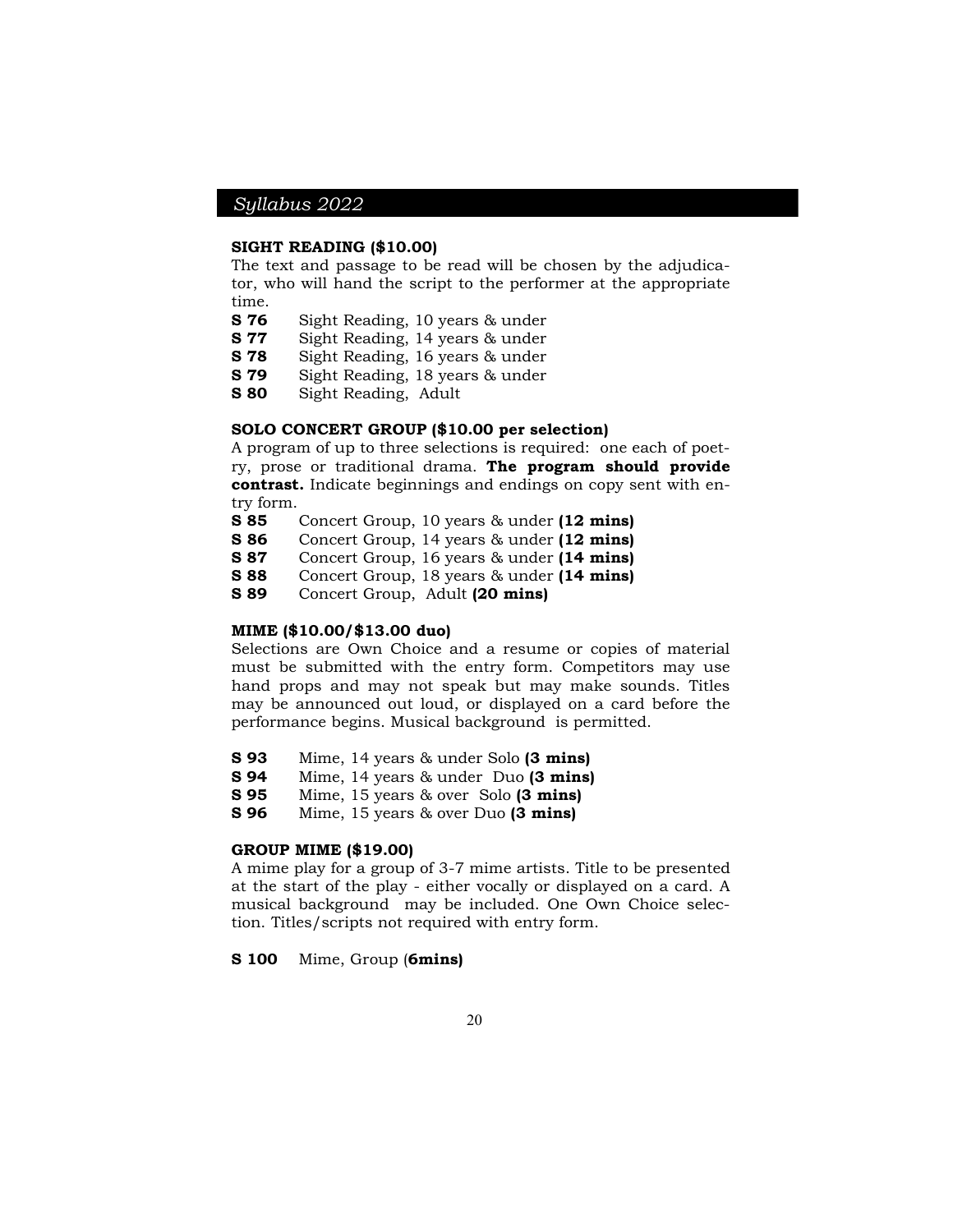### SIGHT READING ($10.00)

The text and passage to be read will be chosen by the adjudicator, who will hand the script to the performer at the appropriate time.

**S 76** Sight Reading, 10 years & under
**S 77** Sight Reading, 14 years & under
**S 78** Sight Reading, 16 years & under
**S 79** Sight Reading, 18 years & under
**S 80** Sight Reading, Adult

### SOLO CONCERT GROUP ($10.00 per selection)

A program of up to three selections is required: one each of poetry, prose or traditional drama. **The program should provide contrast.** Indicate beginnings and endings on copy sent with entry form.

**S 85** Concert Group, 10 years & under **(12 mins)**
**S 86** Concert Group, 14 years & under **(12 mins)**
**S 87** Concert Group, 16 years & under **(14 mins)**
**S 88** Concert Group, 18 years & under **(14 mins)**
**S 89** Concert Group, Adult **(20 mins)**

### MIME ($10.00/$13.00 duo)

Selections are Own Choice and a resume or copies of material must be submitted with the entry form. Competitors may use hand props and may not speak but may make sounds. Titles may be announced out loud, or displayed on a card before the performance begins. Musical background is permitted.

**S 93** Mime, 14 years & under Solo **(3 mins)**
**S 94** Mime, 14 years & under Duo **(3 mins)**
**S 95** Mime, 15 years & over Solo **(3 mins)**
**S 96** Mime, 15 years & over Duo **(3 mins)**

### GROUP MIME ($19.00)

A mime play for a group of 3-7 mime artists. Title to be presented at the start of the play - either vocally or displayed on a card. A musical background may be included. One Own Choice selection. Titles/scripts not required with entry form.

**S 100** Mime, Group (**6mins)**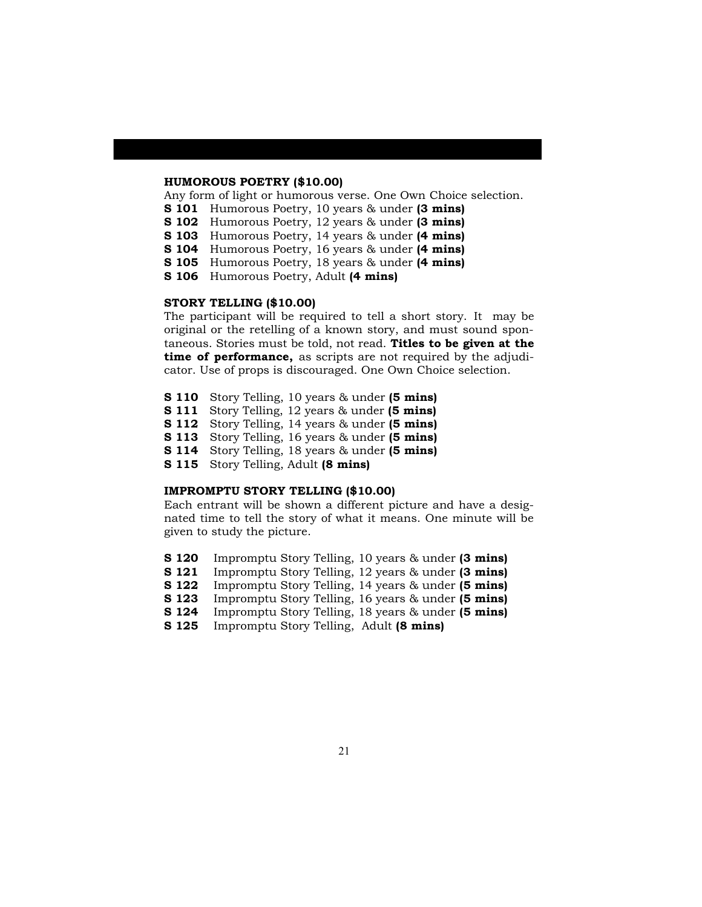### HUMOROUS POETRY ($10.00)

Any form of light or humorous verse. One Own Choice selection.

**S 101** Humorous Poetry, 10 years & under **(3 mins)**
**S 102** Humorous Poetry, 12 years & under **(3 mins)**
**S 103** Humorous Poetry, 14 years & under **(4 mins)**
**S 104** Humorous Poetry, 16 years & under **(4 mins)**
**S 105** Humorous Poetry, 18 years & under **(4 mins)**
**S 106** Humorous Poetry, Adult **(4 mins)**

### STORY TELLING ($10.00)

The participant will be required to tell a short story. It may be original or the retelling of a known story, and must sound spontaneous. Stories must be told, not read. **Titles to be given at the time of performance,** as scripts are not required by the adjudicator. Use of props is discouraged. One Own Choice selection.

**S 110** Story Telling, 10 years & under **(5 mins)**
**S 111** Story Telling, 12 years & under **(5 mins)**
**S 112** Story Telling, 14 years & under **(5 mins)**
**S 113** Story Telling, 16 years & under **(5 mins)**
**S 114** Story Telling, 18 years & under **(5 mins)**
**S 115** Story Telling, Adult **(8 mins)**

### IMPROMPTU STORY TELLING ($10.00)

Each entrant will be shown a different picture and have a designated time to tell the story of what it means. One minute will be given to study the picture.

**S 120** Impromptu Story Telling, 10 years & under **(3 mins)**
**S 121** Impromptu Story Telling, 12 years & under **(3 mins)**
**S 122** Impromptu Story Telling, 14 years & under **(5 mins)**
**S 123** Impromptu Story Telling, 16 years & under **(5 mins)**
**S 124** Impromptu Story Telling, 18 years & under **(5 mins)**
**S 125** Impromptu Story Telling, Adult **(8 mins)**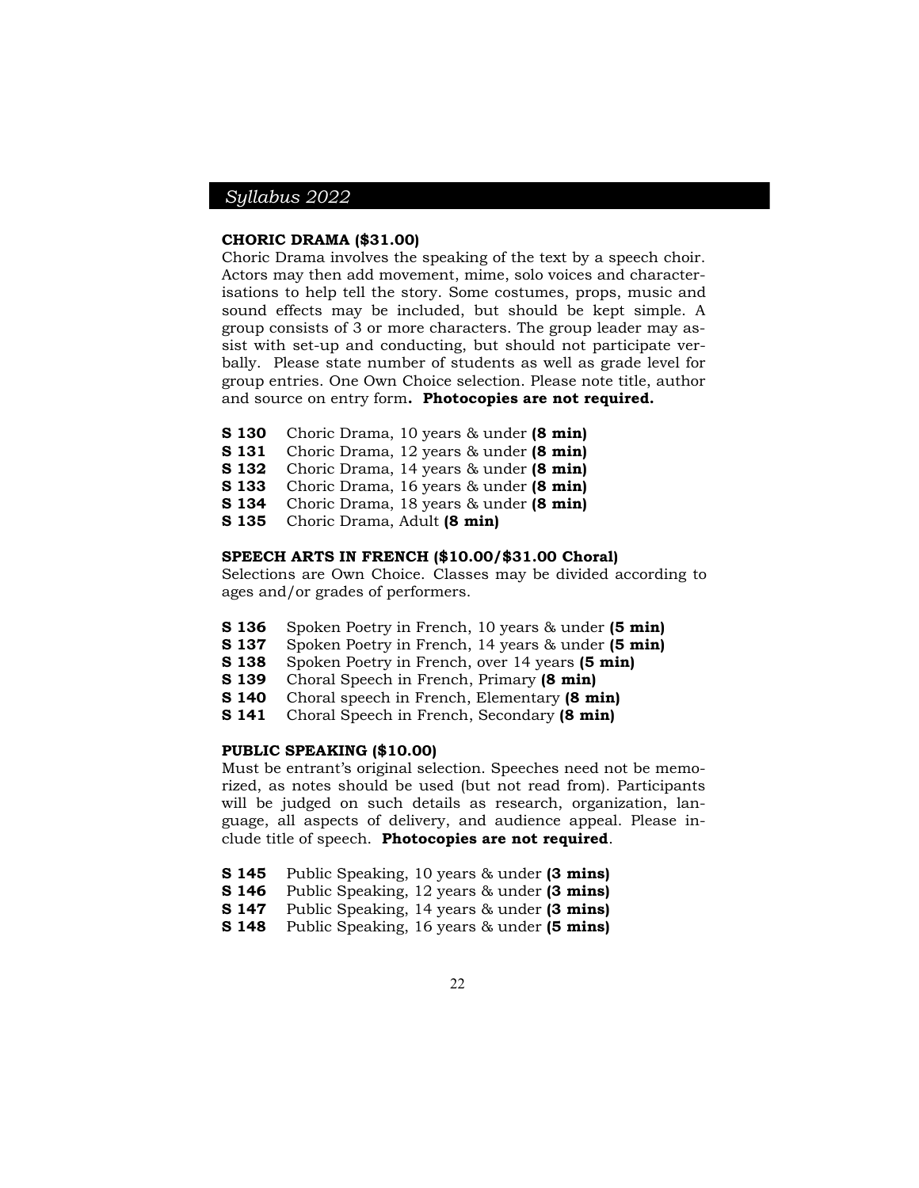### CHORIC DRAMA ($31.00)

Choric Drama involves the speaking of the text by a speech choir. Actors may then add movement, mime, solo voices and characterisations to help tell the story. Some costumes, props, music and sound effects may be included, but should be kept simple. A group consists of 3 or more characters. The group leader may assist with set-up and conducting, but should not participate verbally. Please state number of students as well as grade level for group entries. One Own Choice selection. Please note title, author and source on entry form**. Photocopies are not required.**

**S 130** Choric Drama, 10 years & under **(8 min)**
**S 131** Choric Drama, 12 years & under **(8 min)**
**S 132** Choric Drama, 14 years & under **(8 min)**
**S 133** Choric Drama, 16 years & under **(8 min)**
**S 134** Choric Drama, 18 years & under **(8 min)**
**S 135** Choric Drama, Adult **(8 min)**

### SPEECH ARTS IN FRENCH ($10.00/$31.00 Choral)

Selections are Own Choice. Classes may be divided according to ages and/or grades of performers.

**S 136** Spoken Poetry in French, 10 years & under **(5 min)**
**S 137** Spoken Poetry in French, 14 years & under **(5 min)**
**S 138** Spoken Poetry in French, over 14 years **(5 min)**
**S 139** Choral Speech in French, Primary **(8 min)**
**S 140** Choral speech in French, Elementary **(8 min)**
**S 141** Choral Speech in French, Secondary **(8 min)**

### PUBLIC SPEAKING ($10.00)

Must be entrant's original selection. Speeches need not be memorized, as notes should be used (but not read from). Participants will be judged on such details as research, organization, language, all aspects of delivery, and audience appeal. Please include title of speech. **Photocopies are not required**.

**S 145** Public Speaking, 10 years & under **(3 mins)**
**S 146** Public Speaking, 12 years & under **(3 mins)**
**S 147** Public Speaking, 14 years & under **(3 mins)**
**S 148** Public Speaking, 16 years & under **(5 mins)**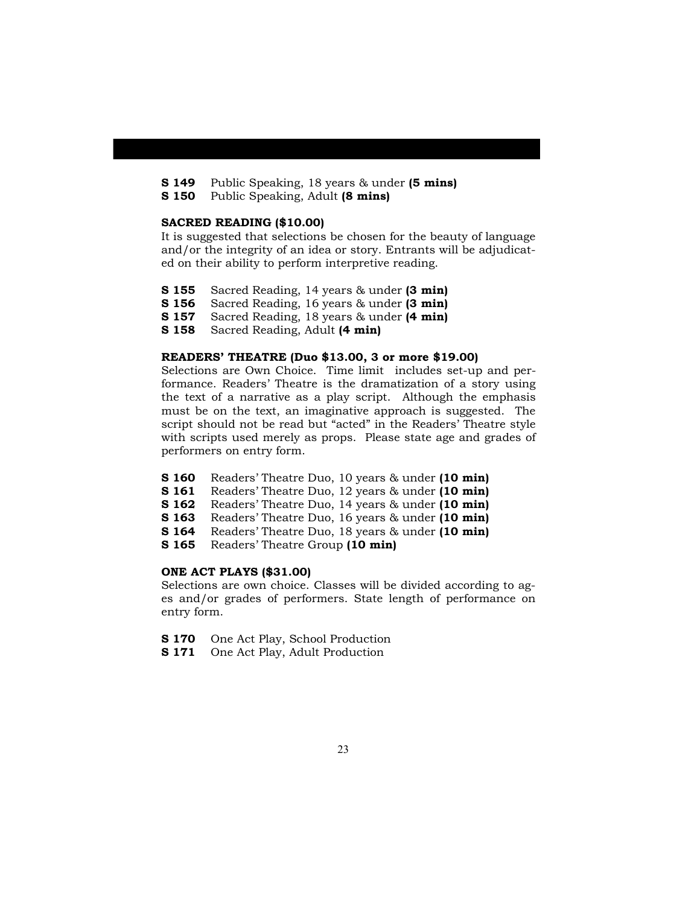**S 149** Public Speaking, 18 years & under **(5 mins)**
**S 150** Public Speaking, Adult **(8 mins)**

**SACRED READING ($10.00)**

It is suggested that selections be chosen for the beauty of language and/or the integrity of an idea or story. Entrants will be adjudicated on their ability to perform interpretive reading.

**S 155** Sacred Reading, 14 years & under **(3 min)**
**S 156** Sacred Reading, 16 years & under **(3 min)**
**S 157** Sacred Reading, 18 years & under **(4 min)**
**S 158** Sacred Reading, Adult **(4 min)**

**READERS' THEATRE (Duo $13.00, 3 or more $19.00)**

Selections are Own Choice. Time limit includes set-up and performance. Readers' Theatre is the dramatization of a story using the text of a narrative as a play script. Although the emphasis must be on the text, an imaginative approach is suggested. The script should not be read but "acted" in the Readers' Theatre style with scripts used merely as props. Please state age and grades of performers on entry form.

**S 160** Readers' Theatre Duo, 10 years & under **(10 min)**
**S 161** Readers' Theatre Duo, 12 years & under **(10 min)**
**S 162** Readers' Theatre Duo, 14 years & under **(10 min)**
**S 163** Readers' Theatre Duo, 16 years & under **(10 min)**
**S 164** Readers' Theatre Duo, 18 years & under **(10 min)**
**S 165** Readers' Theatre Group **(10 min)**

**ONE ACT PLAYS ($31.00)**

Selections are own choice. Classes will be divided according to ages and/or grades of performers. State length of performance on entry form.

**S 170** One Act Play, School Production
**S 171** One Act Play, Adult Production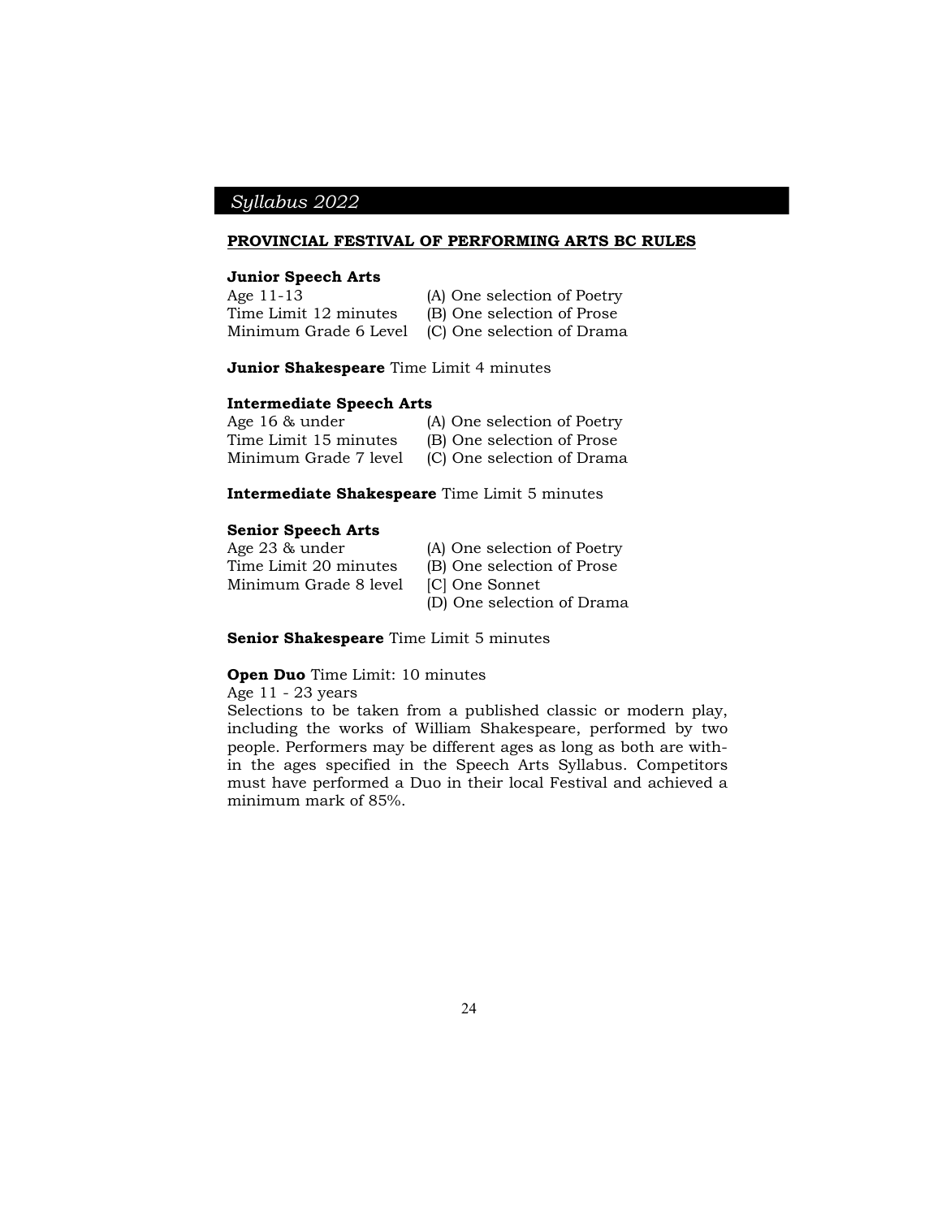*Syllabus 2022*

## PROVINCIAL FESTIVAL OF PERFORMING ARTS BC RULES

**Junior Speech Arts**

| | |
|---|---|
| Age 11-13 | (A) One selection of Poetry |
| Time Limit 12 minutes | (B) One selection of Prose |
| Minimum Grade 6 Level | (C) One selection of Drama |

**Junior Shakespeare** Time Limit 4 minutes

**Intermediate Speech Arts**

| | |
|---|---|
| Age 16 & under | (A) One selection of Poetry |
| Time Limit 15 minutes | (B) One selection of Prose |
| Minimum Grade 7 level | (C) One selection of Drama |

**Intermediate Shakespeare** Time Limit 5 minutes

**Senior Speech Arts**

| | |
|---|---|
| Age 23 & under | (A) One selection of Poetry |
| Time Limit 20 minutes | (B) One selection of Prose |
| Minimum Grade 8 level | [C] One Sonnet |
| | (D) One selection of Drama |

**Senior Shakespeare** Time Limit 5 minutes

**Open Duo** Time Limit: 10 minutes

Age 11 - 23 years

Selections to be taken from a published classic or modern play, including the works of William Shakespeare, performed by two people. Performers may be different ages as long as both are within the ages specified in the Speech Arts Syllabus. Competitors must have performed a Duo in their local Festival and achieved a minimum mark of 85%.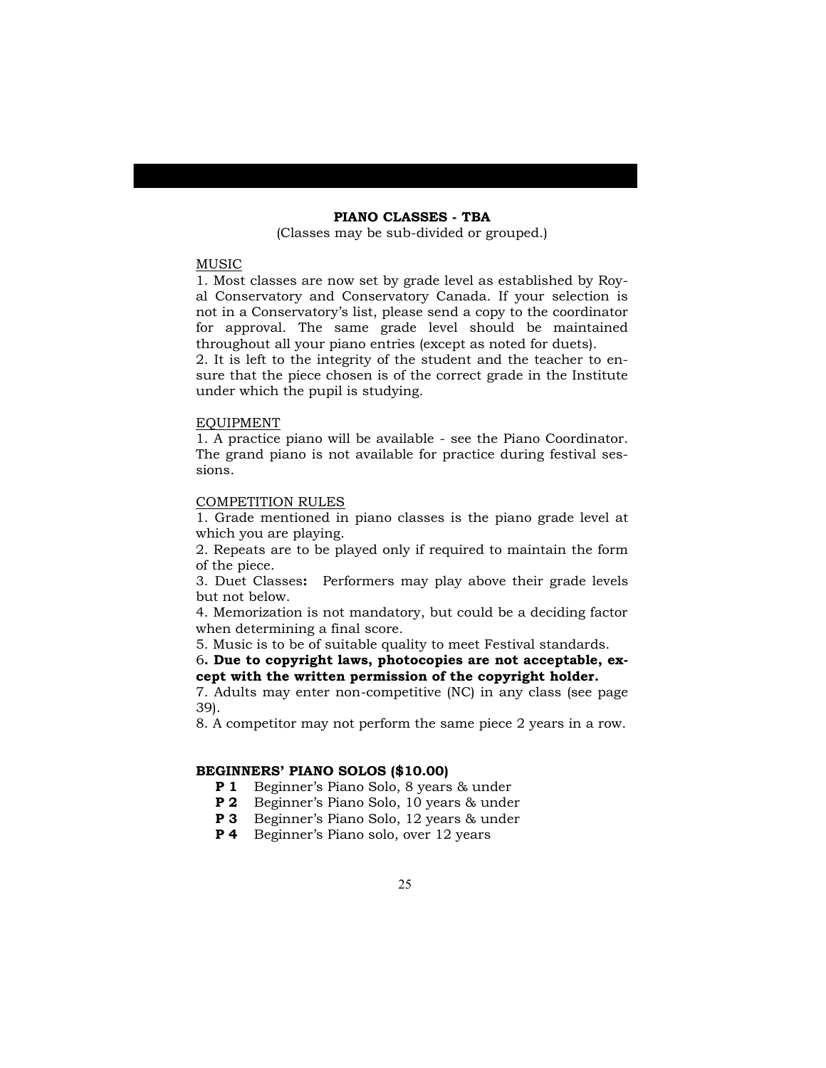## PIANO CLASSES - TBA

(Classes may be sub-divided or grouped.)

MUSIC

1. Most classes are now set by grade level as established by Royal Conservatory and Conservatory Canada. If your selection is not in a Conservatory's list, please send a copy to the coordinator for approval. The same grade level should be maintained throughout all your piano entries (except as noted for duets).
2. It is left to the integrity of the student and the teacher to ensure that the piece chosen is of the correct grade in the Institute under which the pupil is studying.

EQUIPMENT

1. A practice piano will be available - see the Piano Coordinator. The grand piano is not available for practice during festival sessions.

COMPETITION RULES

1. Grade mentioned in piano classes is the piano grade level at which you are playing.
2. Repeats are to be played only if required to maintain the form of the piece.
3. Duet Classes**:** Performers may play above their grade levels but not below.
4. Memorization is not mandatory, but could be a deciding factor when determining a final score.
5. Music is to be of suitable quality to meet Festival standards.
6. **Due to copyright laws, photocopies are not acceptable, except with the written permission of the copyright holder.**
7. Adults may enter non-competitive (NC) in any class (see page 39).
8. A competitor may not perform the same piece 2 years in a row.

**BEGINNERS' PIANO SOLOS ($10.00)**

- **P 1** Beginner's Piano Solo, 8 years & under
- **P 2** Beginner's Piano Solo, 10 years & under
- **P 3** Beginner's Piano Solo, 12 years & under
- **P 4** Beginner's Piano solo, over 12 years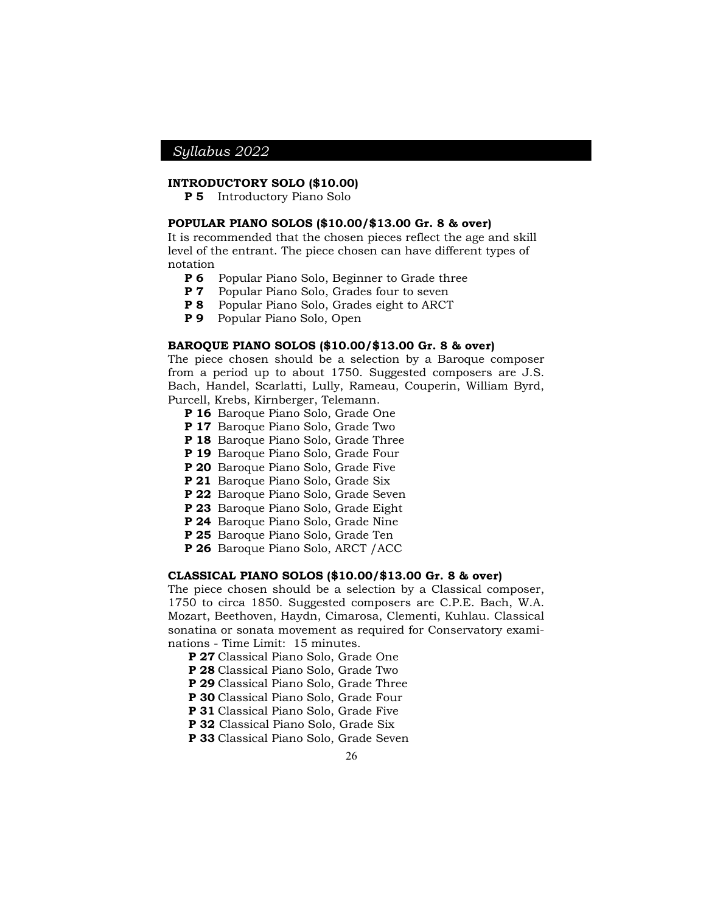**INTRODUCTORY SOLO ($10.00)**

- **P 5** Introductory Piano Solo

**POPULAR PIANO SOLOS ($10.00/$13.00 Gr. 8 & over)**

It is recommended that the chosen pieces reflect the age and skill level of the entrant. The piece chosen can have different types of notation

- **P 6** Popular Piano Solo, Beginner to Grade three
- **P 7** Popular Piano Solo, Grades four to seven
- **P 8** Popular Piano Solo, Grades eight to ARCT
- **P 9** Popular Piano Solo, Open

**BAROQUE PIANO SOLOS ($10.00/$13.00 Gr. 8 & over)**

The piece chosen should be a selection by a Baroque composer from a period up to about 1750. Suggested composers are J.S. Bach, Handel, Scarlatti, Lully, Rameau, Couperin, William Byrd, Purcell, Krebs, Kirnberger, Telemann.

- **P 16** Baroque Piano Solo, Grade One
- **P 17** Baroque Piano Solo, Grade Two
- **P 18** Baroque Piano Solo, Grade Three
- **P 19** Baroque Piano Solo, Grade Four
- **P 20** Baroque Piano Solo, Grade Five
- **P 21** Baroque Piano Solo, Grade Six
- **P 22** Baroque Piano Solo, Grade Seven
- **P 23** Baroque Piano Solo, Grade Eight
- **P 24** Baroque Piano Solo, Grade Nine
- **P 25** Baroque Piano Solo, Grade Ten
- **P 26** Baroque Piano Solo, ARCT /ACC

**CLASSICAL PIANO SOLOS ($10.00/$13.00 Gr. 8 & over)**

The piece chosen should be a selection by a Classical composer, 1750 to circa 1850. Suggested composers are C.P.E. Bach, W.A. Mozart, Beethoven, Haydn, Cimarosa, Clementi, Kuhlau. Classical sonatina or sonata movement as required for Conservatory examinations - Time Limit: 15 minutes.

- **P 27** Classical Piano Solo, Grade One
- **P 28** Classical Piano Solo, Grade Two
- **P 29** Classical Piano Solo, Grade Three
- **P 30** Classical Piano Solo, Grade Four
- **P 31** Classical Piano Solo, Grade Five
- **P 32** Classical Piano Solo, Grade Six
- **P 33** Classical Piano Solo, Grade Seven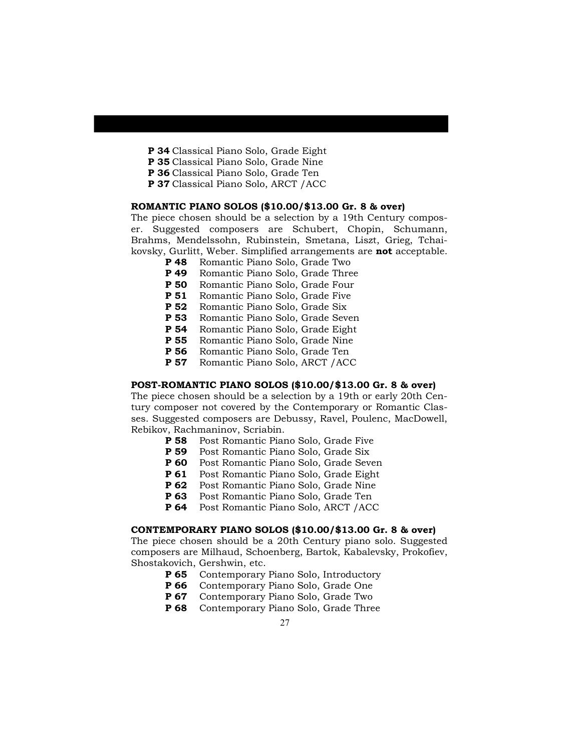**P 34** Classical Piano Solo, Grade Eight
**P 35** Classical Piano Solo, Grade Nine
**P 36** Classical Piano Solo, Grade Ten
**P 37** Classical Piano Solo, ARCT /ACC

### ROMANTIC PIANO SOLOS ($10.00/$13.00 Gr. 8 & over)

The piece chosen should be a selection by a 19th Century composer. Suggested composers are Schubert, Chopin, Schumann, Brahms, Mendelssohn, Rubinstein, Smetana, Liszt, Grieg, Tchaikovsky, Gurlitt, Weber. Simplified arrangements are **not** acceptable.

**P 48** Romantic Piano Solo, Grade Two
**P 49** Romantic Piano Solo, Grade Three
**P 50** Romantic Piano Solo, Grade Four
**P 51** Romantic Piano Solo, Grade Five
**P 52** Romantic Piano Solo, Grade Six
**P 53** Romantic Piano Solo, Grade Seven
**P 54** Romantic Piano Solo, Grade Eight
**P 55** Romantic Piano Solo, Grade Nine
**P 56** Romantic Piano Solo, Grade Ten
**P 57** Romantic Piano Solo, ARCT /ACC

### POST-ROMANTIC PIANO SOLOS ($10.00/$13.00 Gr. 8 & over)

The piece chosen should be a selection by a 19th or early 20th Century composer not covered by the Contemporary or Romantic Classes. Suggested composers are Debussy, Ravel, Poulenc, MacDowell, Rebikov, Rachmaninov, Scriabin.

**P 58** Post Romantic Piano Solo, Grade Five
**P 59** Post Romantic Piano Solo, Grade Six
**P 60** Post Romantic Piano Solo, Grade Seven
**P 61** Post Romantic Piano Solo, Grade Eight
**P 62** Post Romantic Piano Solo, Grade Nine
**P 63** Post Romantic Piano Solo, Grade Ten
**P 64** Post Romantic Piano Solo, ARCT /ACC

### CONTEMPORARY PIANO SOLOS ($10.00/$13.00 Gr. 8 & over)

The piece chosen should be a 20th Century piano solo. Suggested composers are Milhaud, Schoenberg, Bartok, Kabalevsky, Prokofiev, Shostakovich, Gershwin, etc.

**P 65** Contemporary Piano Solo, Introductory
**P 66** Contemporary Piano Solo, Grade One
**P 67** Contemporary Piano Solo, Grade Two
**P 68** Contemporary Piano Solo, Grade Three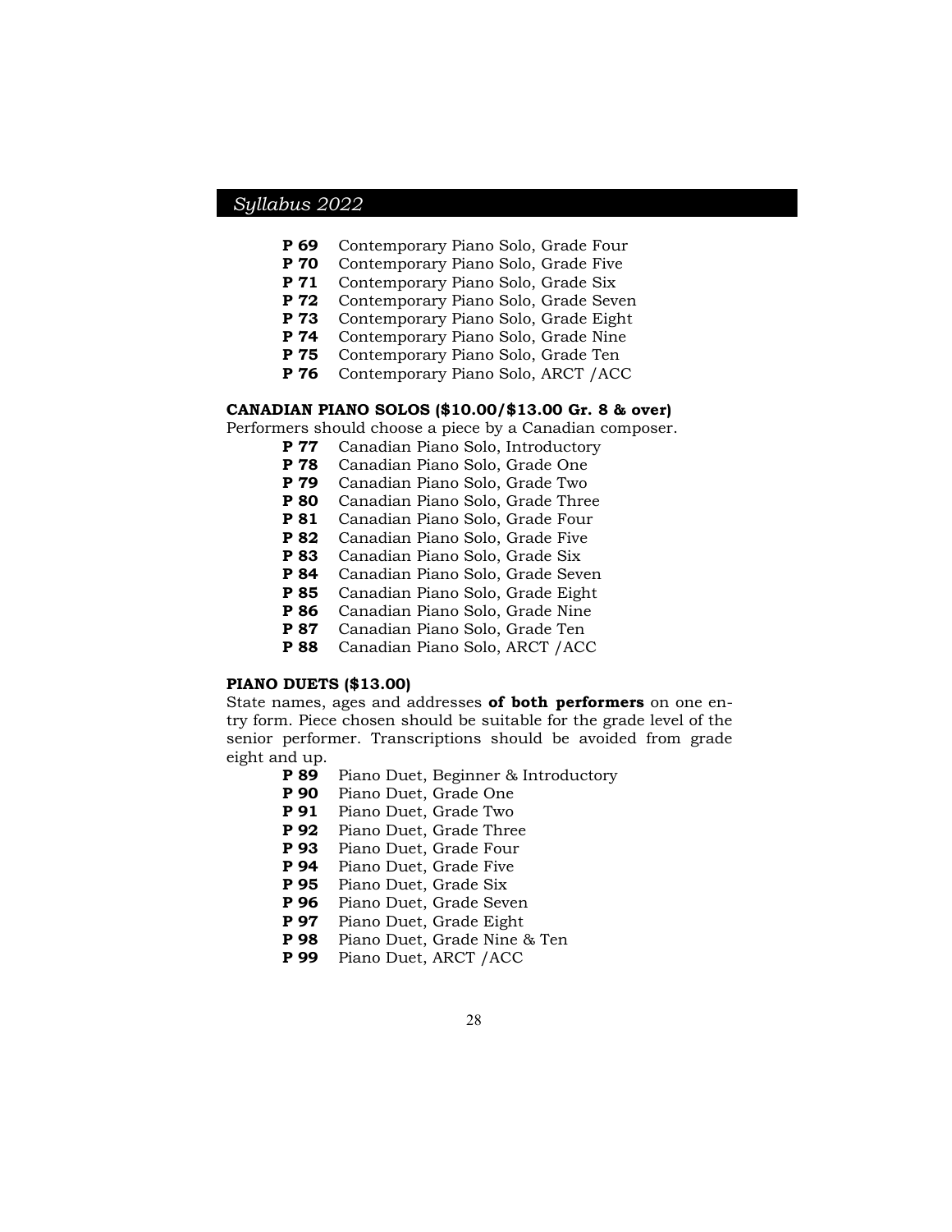**P 69** Contemporary Piano Solo, Grade Four
**P 70** Contemporary Piano Solo, Grade Five
**P 71** Contemporary Piano Solo, Grade Six
**P 72** Contemporary Piano Solo, Grade Seven
**P 73** Contemporary Piano Solo, Grade Eight
**P 74** Contemporary Piano Solo, Grade Nine
**P 75** Contemporary Piano Solo, Grade Ten
**P 76** Contemporary Piano Solo, ARCT /ACC

**CANADIAN PIANO SOLOS ($10.00/$13.00 Gr. 8 & over)**

Performers should choose a piece by a Canadian composer.

**P 77** Canadian Piano Solo, Introductory
**P 78** Canadian Piano Solo, Grade One
**P 79** Canadian Piano Solo, Grade Two
**P 80** Canadian Piano Solo, Grade Three
**P 81** Canadian Piano Solo, Grade Four
**P 82** Canadian Piano Solo, Grade Five
**P 83** Canadian Piano Solo, Grade Six
**P 84** Canadian Piano Solo, Grade Seven
**P 85** Canadian Piano Solo, Grade Eight
**P 86** Canadian Piano Solo, Grade Nine
**P 87** Canadian Piano Solo, Grade Ten
**P 88** Canadian Piano Solo, ARCT /ACC

**PIANO DUETS ($13.00)**

State names, ages and addresses **of both performers** on one entry form. Piece chosen should be suitable for the grade level of the senior performer. Transcriptions should be avoided from grade eight and up.

**P 89** Piano Duet, Beginner & Introductory
**P 90** Piano Duet, Grade One
**P 91** Piano Duet, Grade Two
**P 92** Piano Duet, Grade Three
**P 93** Piano Duet, Grade Four
**P 94** Piano Duet, Grade Five
**P 95** Piano Duet, Grade Six
**P 96** Piano Duet, Grade Seven
**P 97** Piano Duet, Grade Eight
**P 98** Piano Duet, Grade Nine & Ten
**P 99** Piano Duet, ARCT /ACC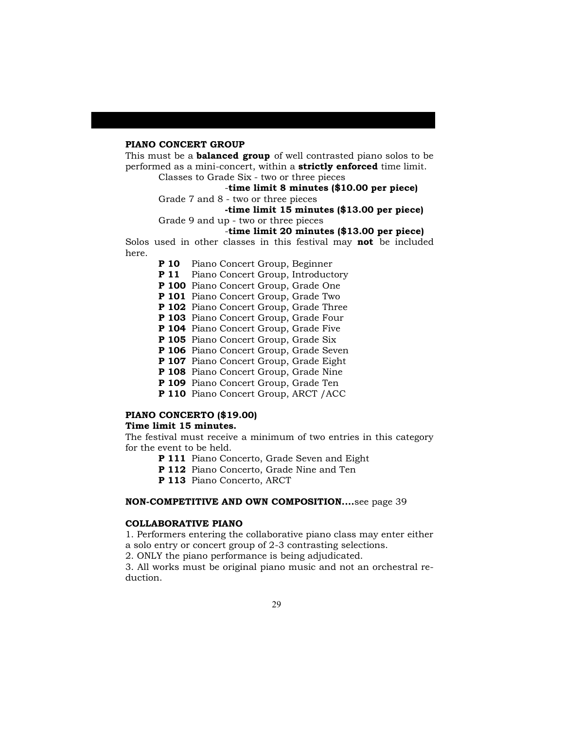**PIANO CONCERT GROUP**

This must be a **balanced group** of well contrasted piano solos to be performed as a mini-concert, within a **strictly enforced** time limit.

Classes to Grade Six - two or three pieces
-**time limit 8 minutes ($10.00 per piece)**

Grade 7 and 8 - two or three pieces
**-time limit 15 minutes ($13.00 per piece)**

Grade 9 and up - two or three pieces
-**time limit 20 minutes ($13.00 per piece)**

Solos used in other classes in this festival may **not** be included here.

**P 10** Piano Concert Group, Beginner
**P 11** Piano Concert Group, Introductory
**P 100** Piano Concert Group, Grade One
**P 101** Piano Concert Group, Grade Two
**P 102** Piano Concert Group, Grade Three
**P 103** Piano Concert Group, Grade Four
**P 104** Piano Concert Group, Grade Five
**P 105** Piano Concert Group, Grade Six
**P 106** Piano Concert Group, Grade Seven
**P 107** Piano Concert Group, Grade Eight
**P 108** Piano Concert Group, Grade Nine
**P 109** Piano Concert Group, Grade Ten
**P 110** Piano Concert Group, ARCT /ACC

**PIANO CONCERTO ($19.00)**
**Time limit 15 minutes.**

The festival must receive a minimum of two entries in this category for the event to be held.

**P 111** Piano Concerto, Grade Seven and Eight
**P 112** Piano Concerto, Grade Nine and Ten
**P 113** Piano Concerto, ARCT

**NON-COMPETITIVE AND OWN COMPOSITION....**see page 39

**COLLABORATIVE PIANO**

1. Performers entering the collaborative piano class may enter either a solo entry or concert group of 2-3 contrasting selections.
2. ONLY the piano performance is being adjudicated.
3. All works must be original piano music and not an orchestral reduction.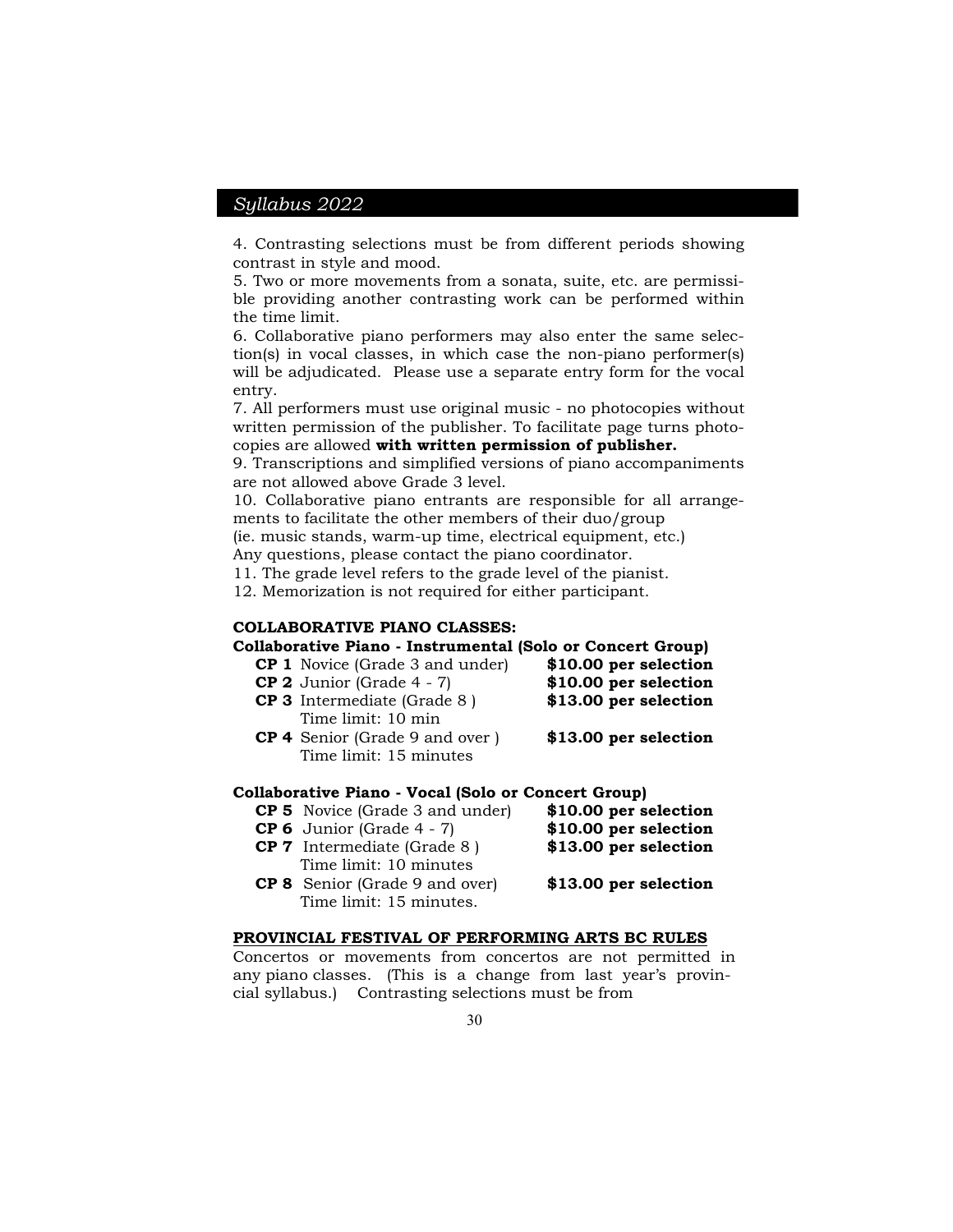4. Contrasting selections must be from different periods showing contrast in style and mood.

5. Two or more movements from a sonata, suite, etc. are permissible providing another contrasting work can be performed within the time limit.

6. Collaborative piano performers may also enter the same selection(s) in vocal classes, in which case the non-piano performer(s) will be adjudicated. Please use a separate entry form for the vocal entry.

7. All performers must use original music - no photocopies without written permission of the publisher. To facilitate page turns photocopies are allowed **with written permission of publisher.**

9. Transcriptions and simplified versions of piano accompaniments are not allowed above Grade 3 level.

10. Collaborative piano entrants are responsible for all arrangements to facilitate the other members of their duo/group (ie. music stands, warm-up time, electrical equipment, etc.) Any questions, please contact the piano coordinator.

11. The grade level refers to the grade level of the pianist.

12. Memorization is not required for either participant.

**COLLABORATIVE PIANO CLASSES:**

**Collaborative Piano - Instrumental (Solo or Concert Group)**

- **CP 1** Novice (Grade 3 and under) — **$10.00 per selection**
- **CP 2** Junior (Grade 4 - 7) — **$10.00 per selection**
- **CP 3** Intermediate (Grade 8 ) — **$13.00 per selection**
  Time limit: 10 min
- **CP 4** Senior (Grade 9 and over ) — **$13.00 per selection**
  Time limit: 15 minutes

**Collaborative Piano - Vocal (Solo or Concert Group)**

- **CP 5** Novice (Grade 3 and under) — **$10.00 per selection**
- **CP 6** Junior (Grade 4 - 7) — **$10.00 per selection**
- **CP 7** Intermediate (Grade 8 ) — **$13.00 per selection**
  Time limit: 10 minutes
- **CP 8** Senior (Grade 9 and over) — **$13.00 per selection**
  Time limit: 15 minutes.

**PROVINCIAL FESTIVAL OF PERFORMING ARTS BC RULES**

Concertos or movements from concertos are not permitted in any piano classes. (This is a change from last year's provincial syllabus.) Contrasting selections must be from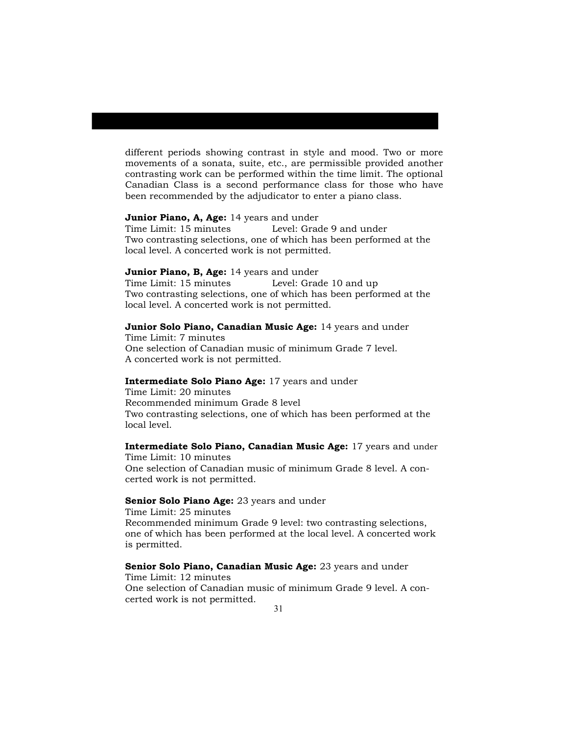different periods showing contrast in style and mood. Two or more movements of a sonata, suite, etc., are permissible provided another contrasting work can be performed within the time limit. The optional Canadian Class is a second performance class for those who have been recommended by the adjudicator to enter a piano class.

**Junior Piano, A, Age:** 14 years and under
Time Limit: 15 minutes Level: Grade 9 and under
Two contrasting selections, one of which has been performed at the local level. A concerted work is not permitted.

**Junior Piano, B, Age:** 14 years and under
Time Limit: 15 minutes Level: Grade 10 and up
Two contrasting selections, one of which has been performed at the local level. A concerted work is not permitted.

**Junior Solo Piano, Canadian Music Age:** 14 years and under
Time Limit: 7 minutes
One selection of Canadian music of minimum Grade 7 level.
A concerted work is not permitted.

**Intermediate Solo Piano Age:** 17 years and under
Time Limit: 20 minutes
Recommended minimum Grade 8 level
Two contrasting selections, one of which has been performed at the local level.

**Intermediate Solo Piano, Canadian Music Age:** 17 years and under
Time Limit: 10 minutes
One selection of Canadian music of minimum Grade 8 level. A concerted work is not permitted.

**Senior Solo Piano Age:** 23 years and under
Time Limit: 25 minutes
Recommended minimum Grade 9 level: two contrasting selections, one of which has been performed at the local level. A concerted work is permitted.

**Senior Solo Piano, Canadian Music Age:** 23 years and under
Time Limit: 12 minutes
One selection of Canadian music of minimum Grade 9 level. A concerted work is not permitted.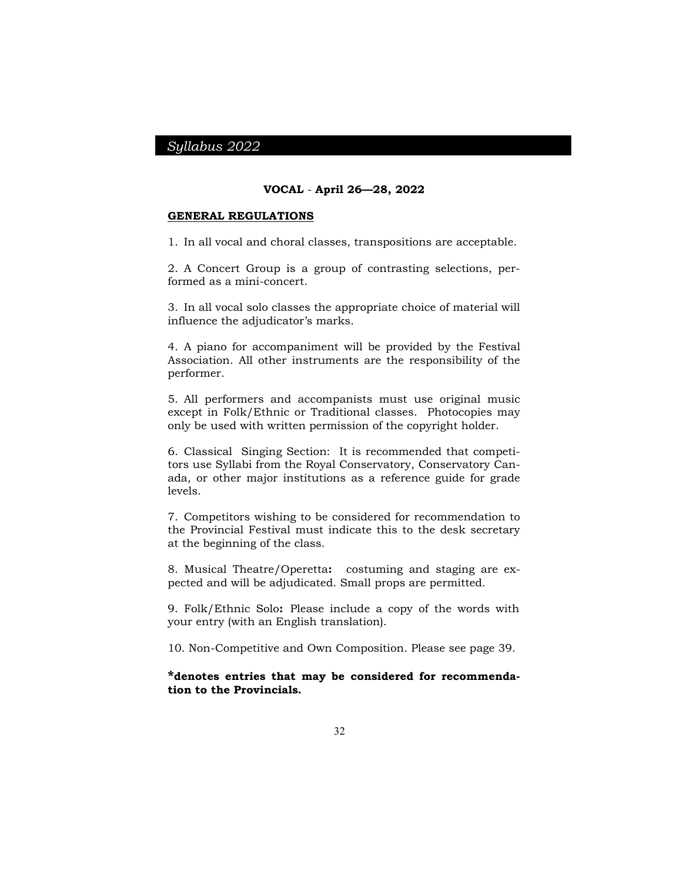## VOCAL - April 26—28, 2022

**GENERAL REGULATIONS**

1. In all vocal and choral classes, transpositions are acceptable.

2. A Concert Group is a group of contrasting selections, performed as a mini-concert.

3. In all vocal solo classes the appropriate choice of material will influence the adjudicator's marks.

4. A piano for accompaniment will be provided by the Festival Association. All other instruments are the responsibility of the performer.

5. All performers and accompanists must use original music except in Folk/Ethnic or Traditional classes. Photocopies may only be used with written permission of the copyright holder.

6. Classical Singing Section: It is recommended that competitors use Syllabi from the Royal Conservatory, Conservatory Canada, or other major institutions as a reference guide for grade levels.

7. Competitors wishing to be considered for recommendation to the Provincial Festival must indicate this to the desk secretary at the beginning of the class.

8. Musical Theatre/Operetta**:** costuming and staging are expected and will be adjudicated. Small props are permitted.

9. Folk/Ethnic Solo**:** Please include a copy of the words with your entry (with an English translation).

10. Non-Competitive and Own Composition. Please see page 39.

***denotes entries that may be considered for recommendation to the Provincials.**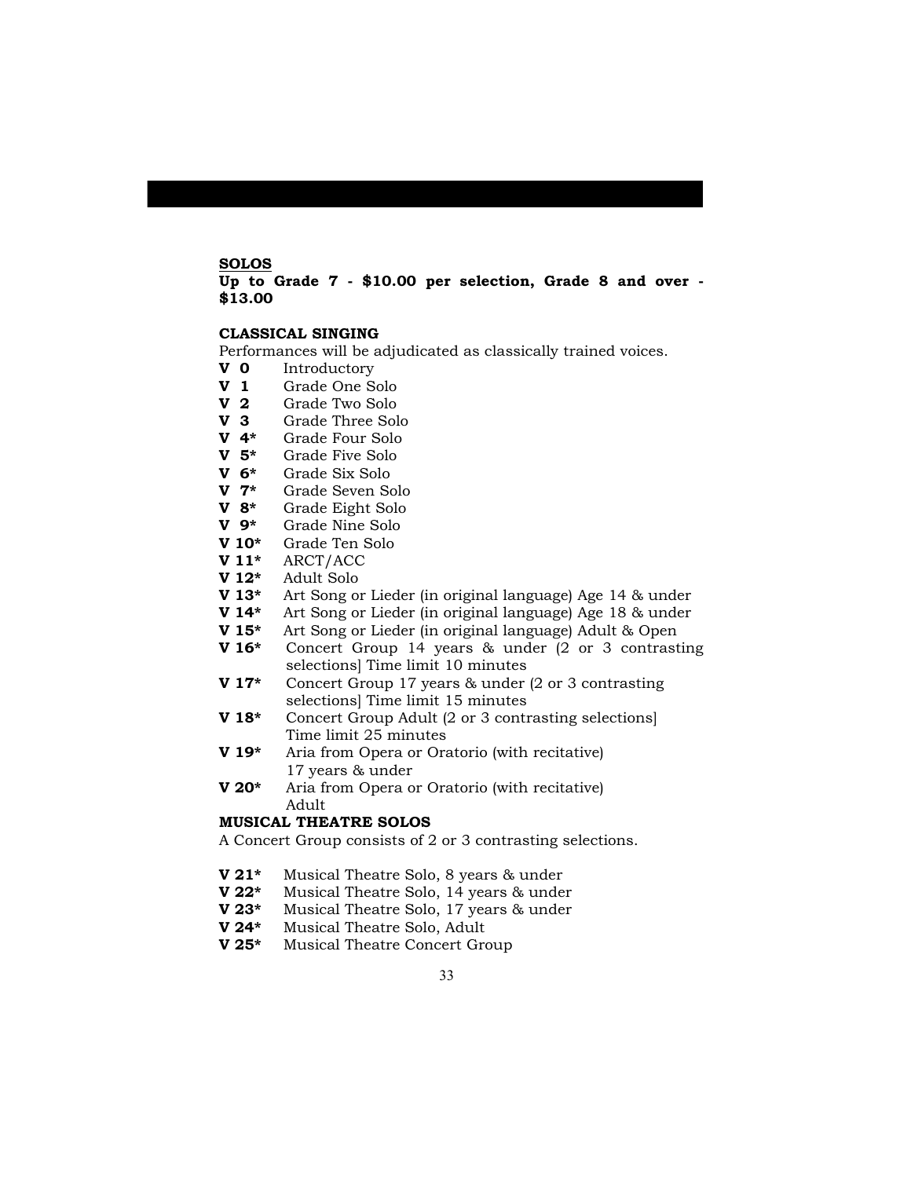**SOLOS**

**Up to Grade 7 - $10.00 per selection, Grade 8 and over - $13.00**

**CLASSICAL SINGING**

Performances will be adjudicated as classically trained voices.

**V 0** Introductory
**V 1** Grade One Solo
**V 2** Grade Two Solo
**V 3** Grade Three Solo
**V 4*** Grade Four Solo
**V 5*** Grade Five Solo
**V 6*** Grade Six Solo
**V 7*** Grade Seven Solo
**V 8*** Grade Eight Solo
**V 9*** Grade Nine Solo
**V 10*** Grade Ten Solo
**V 11*** ARCT/ACC
**V 12*** Adult Solo
**V 13*** Art Song or Lieder (in original language) Age 14 & under
**V 14*** Art Song or Lieder (in original language) Age 18 & under
**V 15*** Art Song or Lieder (in original language) Adult & Open
**V 16*** Concert Group 14 years & under (2 or 3 contrasting selections] Time limit 10 minutes
**V 17*** Concert Group 17 years & under (2 or 3 contrasting selections] Time limit 15 minutes
**V 18*** Concert Group Adult (2 or 3 contrasting selections] Time limit 25 minutes
**V 19*** Aria from Opera or Oratorio (with recitative) 17 years & under
**V 20*** Aria from Opera or Oratorio (with recitative) Adult

**MUSICAL THEATRE SOLOS**

A Concert Group consists of 2 or 3 contrasting selections.

**V 21*** Musical Theatre Solo, 8 years & under
**V 22*** Musical Theatre Solo, 14 years & under
**V 23*** Musical Theatre Solo, 17 years & under
**V 24*** Musical Theatre Solo, Adult
**V 25*** Musical Theatre Concert Group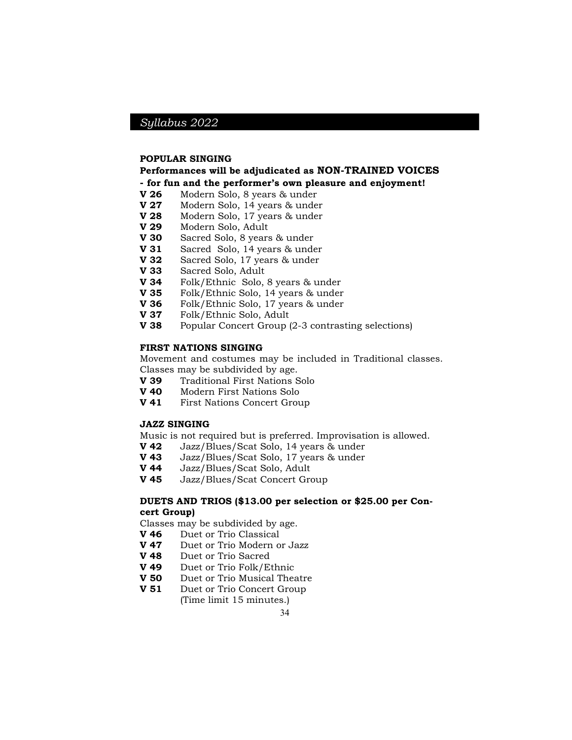**POPULAR SINGING**

**Performances will be adjudicated as NON-TRAINED VOICES - for fun and the performer's own pleasure and enjoyment!**

**V 26** Modern Solo, 8 years & under
**V 27** Modern Solo, 14 years & under
**V 28** Modern Solo, 17 years & under
**V 29** Modern Solo, Adult
**V 30** Sacred Solo, 8 years & under
**V 31** Sacred Solo, 14 years & under
**V 32** Sacred Solo, 17 years & under
**V 33** Sacred Solo, Adult
**V 34** Folk/Ethnic Solo, 8 years & under
**V 35** Folk/Ethnic Solo, 14 years & under
**V 36** Folk/Ethnic Solo, 17 years & under
**V 37** Folk/Ethnic Solo, Adult
**V 38** Popular Concert Group (2-3 contrasting selections)

**FIRST NATIONS SINGING**

Movement and costumes may be included in Traditional classes. Classes may be subdivided by age.

**V 39** Traditional First Nations Solo
**V 40** Modern First Nations Solo
**V 41** First Nations Concert Group

**JAZZ SINGING**

Music is not required but is preferred. Improvisation is allowed.

**V 42** Jazz/Blues/Scat Solo, 14 years & under
**V 43** Jazz/Blues/Scat Solo, 17 years & under
**V 44** Jazz/Blues/Scat Solo, Adult
**V 45** Jazz/Blues/Scat Concert Group

**DUETS AND TRIOS ($13.00 per selection or $25.00 per Concert Group)**

Classes may be subdivided by age.

**V 46** Duet or Trio Classical
**V 47** Duet or Trio Modern or Jazz
**V 48** Duet or Trio Sacred
**V 49** Duet or Trio Folk/Ethnic
**V 50** Duet or Trio Musical Theatre
**V 51** Duet or Trio Concert Group
(Time limit 15 minutes.)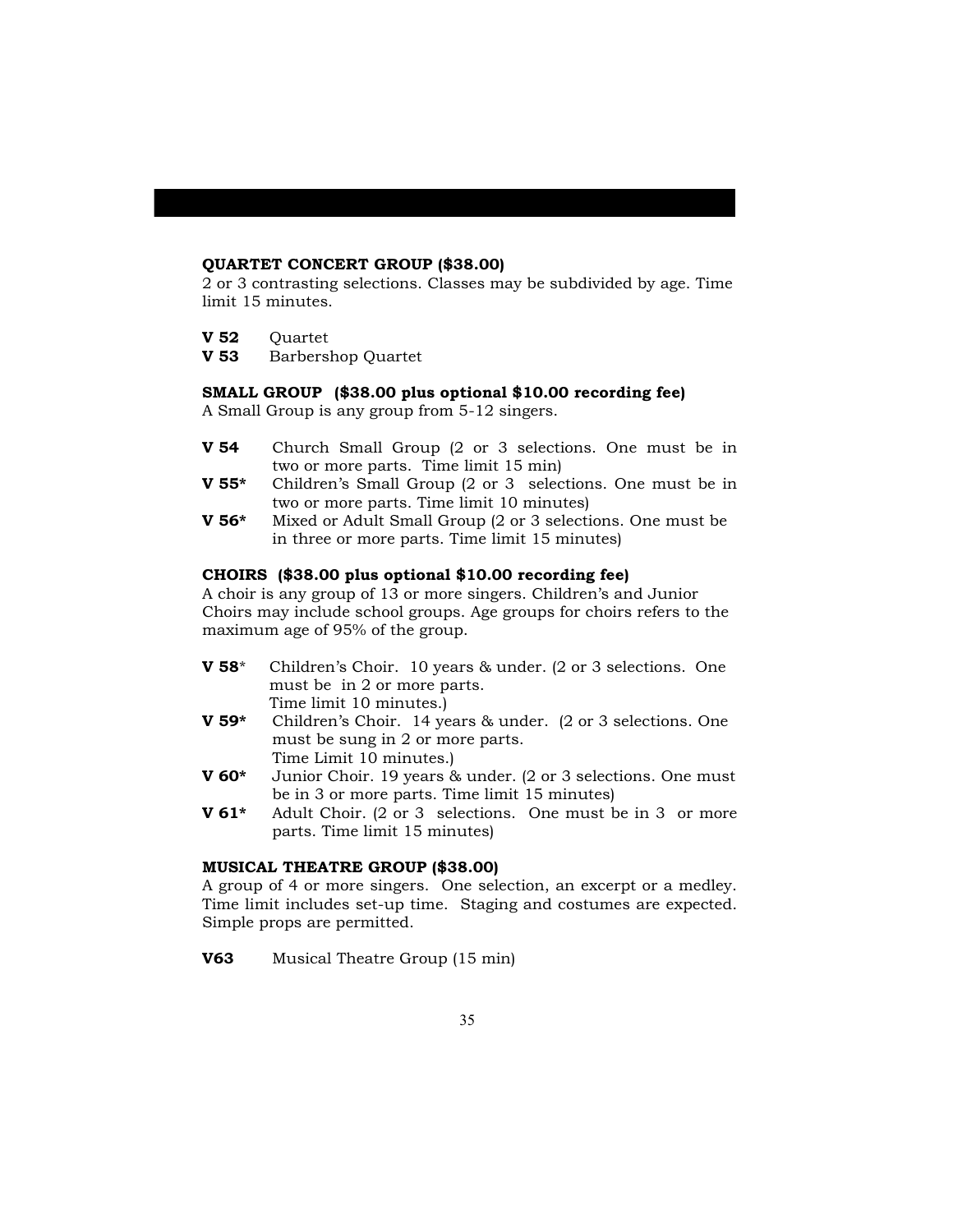**QUARTET CONCERT GROUP ($38.00)**
2 or 3 contrasting selections. Classes may be subdivided by age. Time limit 15 minutes.

**V 52** Quartet
**V 53** Barbershop Quartet

**SMALL GROUP ($38.00 plus optional $10.00 recording fee)**
A Small Group is any group from 5-12 singers.

**V 54** Church Small Group (2 or 3 selections. One must be in two or more parts. Time limit 15 min)
**V 55*** Children's Small Group (2 or 3 selections. One must be in two or more parts. Time limit 10 minutes)
**V 56*** Mixed or Adult Small Group (2 or 3 selections. One must be in three or more parts. Time limit 15 minutes)

**CHOIRS ($38.00 plus optional $10.00 recording fee)**
A choir is any group of 13 or more singers. Children's and Junior Choirs may include school groups. Age groups for choirs refers to the maximum age of 95% of the group.

**V 58*** Children's Choir. 10 years & under. (2 or 3 selections. One must be in 2 or more parts. Time limit 10 minutes.)
**V 59*** Children's Choir. 14 years & under. (2 or 3 selections. One must be sung in 2 or more parts. Time Limit 10 minutes.)
**V 60*** Junior Choir. 19 years & under. (2 or 3 selections. One must be in 3 or more parts. Time limit 15 minutes)
**V 61*** Adult Choir. (2 or 3 selections. One must be in 3 or more parts. Time limit 15 minutes)

**MUSICAL THEATRE GROUP ($38.00)**
A group of 4 or more singers. One selection, an excerpt or a medley. Time limit includes set-up time. Staging and costumes are expected. Simple props are permitted.

**V63** Musical Theatre Group (15 min)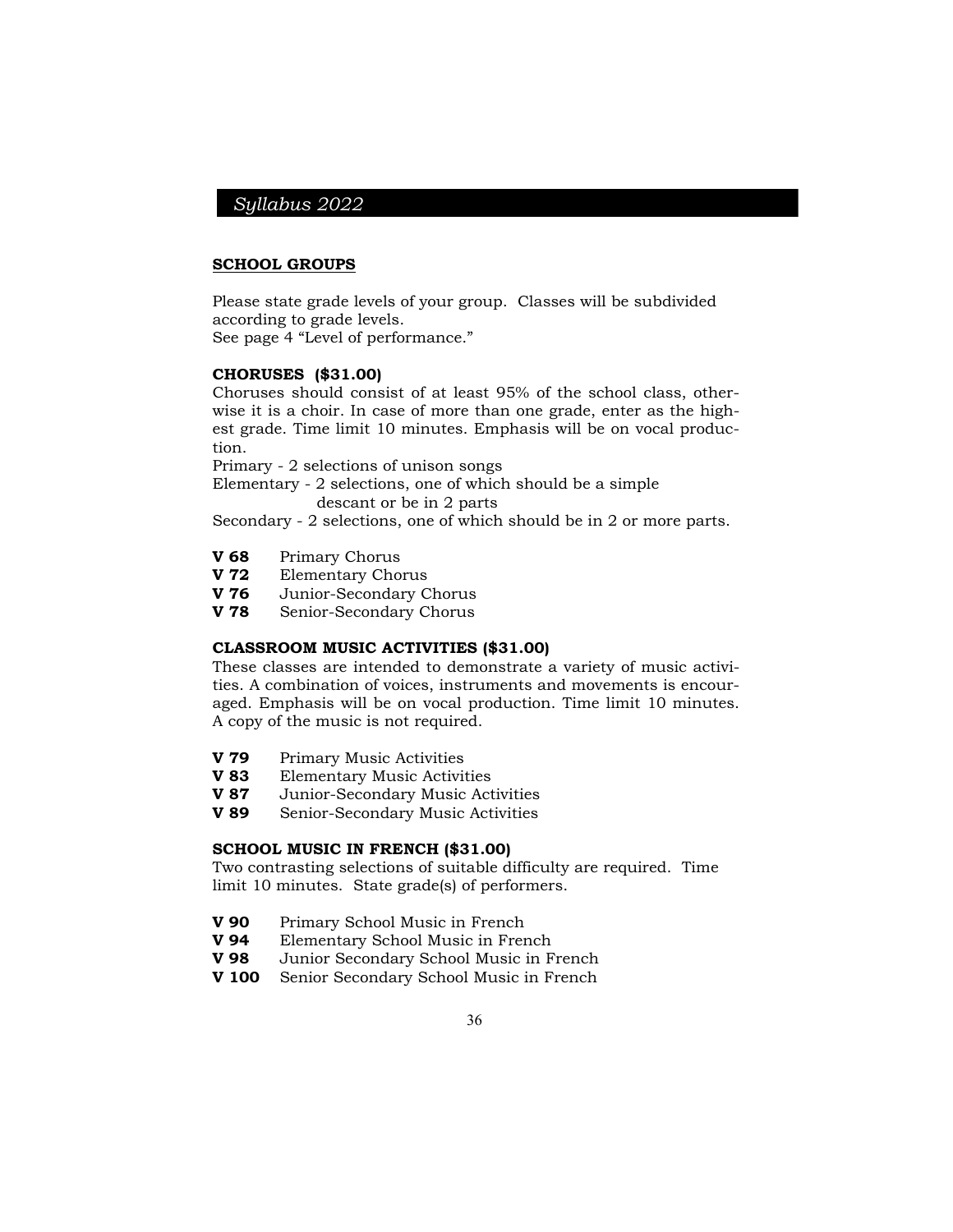## SCHOOL GROUPS

Please state grade levels of your group. Classes will be subdivided according to grade levels.
See page 4 "Level of performance."

### CHORUSES ($31.00)

Choruses should consist of at least 95% of the school class, otherwise it is a choir. In case of more than one grade, enter as the highest grade. Time limit 10 minutes. Emphasis will be on vocal production.

Primary - 2 selections of unison songs
Elementary - 2 selections, one of which should be a simple descant or be in 2 parts
Secondary - 2 selections, one of which should be in 2 or more parts.

**V 68** Primary Chorus
**V 72** Elementary Chorus
**V 76** Junior-Secondary Chorus
**V 78** Senior-Secondary Chorus

### CLASSROOM MUSIC ACTIVITIES ($31.00)

These classes are intended to demonstrate a variety of music activities. A combination of voices, instruments and movements is encouraged. Emphasis will be on vocal production. Time limit 10 minutes. A copy of the music is not required.

**V 79** Primary Music Activities
**V 83** Elementary Music Activities
**V 87** Junior-Secondary Music Activities
**V 89** Senior-Secondary Music Activities

### SCHOOL MUSIC IN FRENCH ($31.00)

Two contrasting selections of suitable difficulty are required. Time limit 10 minutes. State grade(s) of performers.

**V 90** Primary School Music in French
**V 94** Elementary School Music in French
**V 98** Junior Secondary School Music in French
**V 100** Senior Secondary School Music in French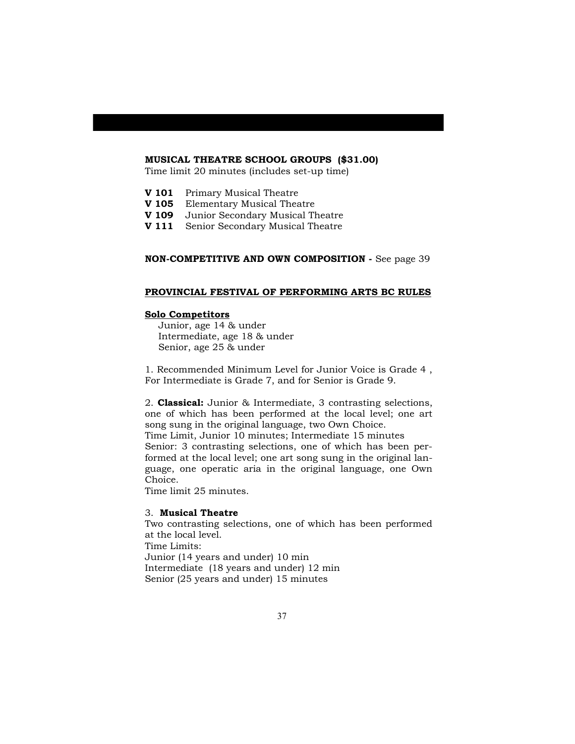**MUSICAL THEATRE SCHOOL GROUPS ($31.00)**
Time limit 20 minutes (includes set-up time)

**V 101** Primary Musical Theatre
**V 105** Elementary Musical Theatre
**V 109** Junior Secondary Musical Theatre
**V 111** Senior Secondary Musical Theatre

**NON-COMPETITIVE AND OWN COMPOSITION -** See page 39

**PROVINCIAL FESTIVAL OF PERFORMING ARTS BC RULES**

**Solo Competitors**
Junior, age 14 & under
Intermediate, age 18 & under
Senior, age 25 & under

1. Recommended Minimum Level for Junior Voice is Grade 4 , For Intermediate is Grade 7, and for Senior is Grade 9.

2. **Classical:** Junior & Intermediate, 3 contrasting selections, one of which has been performed at the local level; one art song sung in the original language, two Own Choice.
Time Limit, Junior 10 minutes; Intermediate 15 minutes
Senior: 3 contrasting selections, one of which has been performed at the local level; one art song sung in the original language, one operatic aria in the original language, one Own Choice.
Time limit 25 minutes.

3. **Musical Theatre**
Two contrasting selections, one of which has been performed at the local level.
Time Limits:
Junior (14 years and under) 10 min
Intermediate (18 years and under) 12 min
Senior (25 years and under) 15 minutes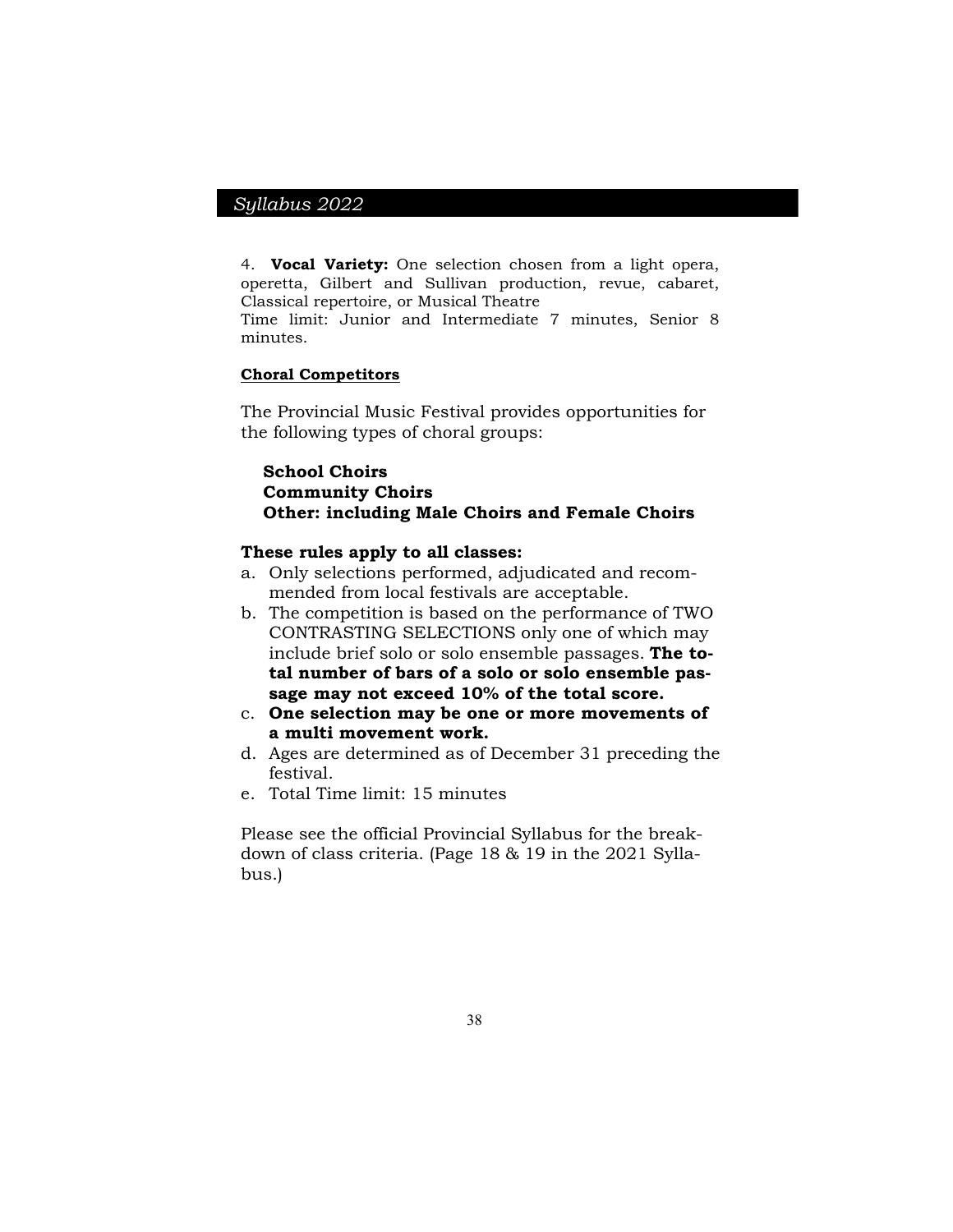4. **Vocal Variety:** One selection chosen from a light opera, operetta, Gilbert and Sullivan production, revue, cabaret, Classical repertoire, or Musical Theatre
Time limit: Junior and Intermediate 7 minutes, Senior 8 minutes.

**Choral Competitors**

The Provincial Music Festival provides opportunities for the following types of choral groups:

**School Choirs**
**Community Choirs**
**Other: including Male Choirs and Female Choirs**

**These rules apply to all classes:**

a. Only selections performed, adjudicated and recommended from local festivals are acceptable.
b. The competition is based on the performance of TWO CONTRASTING SELECTIONS only one of which may include brief solo or solo ensemble passages. **The total number of bars of a solo or solo ensemble passage may not exceed 10% of the total score.**
c. **One selection may be one or more movements of a multi movement work.**
d. Ages are determined as of December 31 preceding the festival.
e. Total Time limit: 15 minutes

Please see the official Provincial Syllabus for the breakdown of class criteria. (Page 18 & 19 in the 2021 Syllabus.)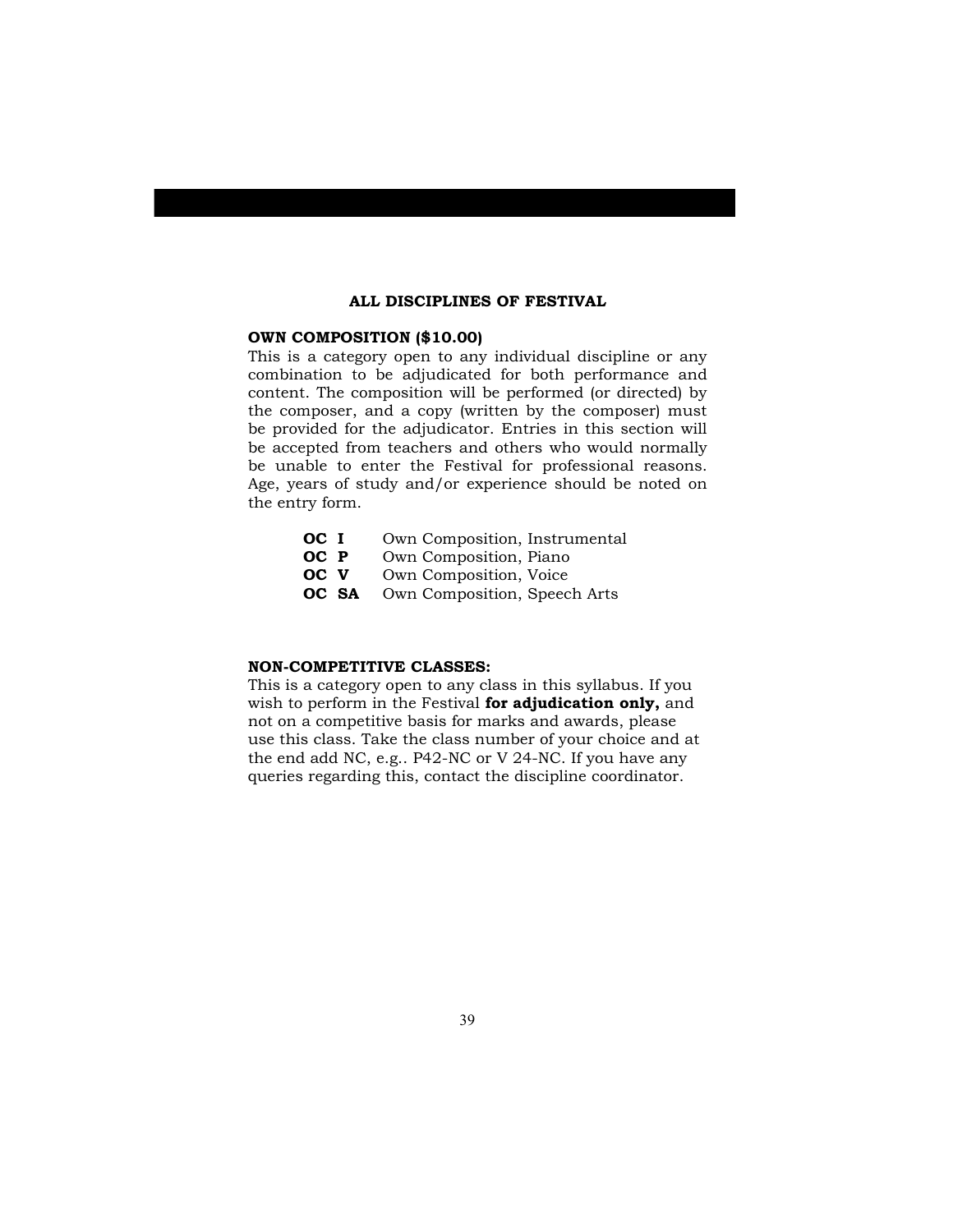## ALL DISCIPLINES OF FESTIVAL

**OWN COMPOSITION ($10.00)**
This is a category open to any individual discipline or any combination to be adjudicated for both performance and content. The composition will be performed (or directed) by the composer, and a copy (written by the composer) must be provided for the adjudicator. Entries in this section will be accepted from teachers and others who would normally be unable to enter the Festival for professional reasons. Age, years of study and/or experience should be noted on the entry form.

| | |
|---|---|
| **OC I** | Own Composition, Instrumental |
| **OC P** | Own Composition, Piano |
| **OC V** | Own Composition, Voice |
| **OC SA** | Own Composition, Speech Arts |

**NON-COMPETITIVE CLASSES:**
This is a category open to any class in this syllabus. If you wish to perform in the Festival **for adjudication only,** and not on a competitive basis for marks and awards, please use this class. Take the class number of your choice and at the end add NC, e.g.. P42-NC or V 24-NC. If you have any queries regarding this, contact the discipline coordinator.